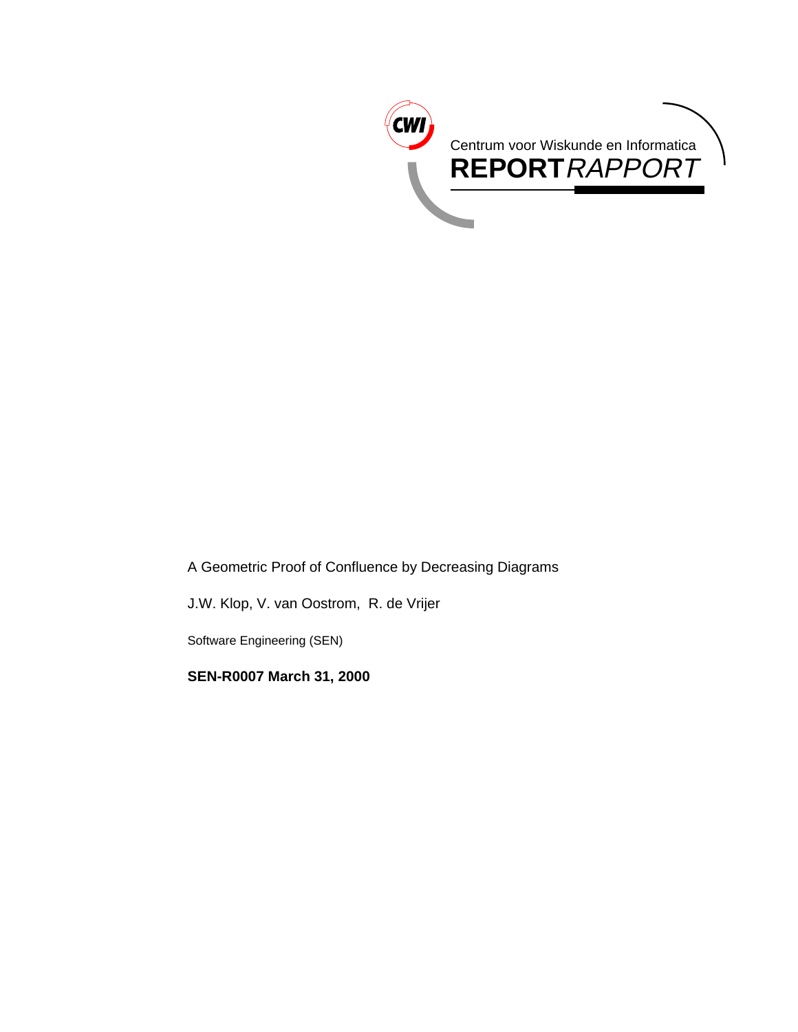Centrum voor Wiskunde en Informatica

**REPORT***RAPPORT*

A Geometric Proof of Confluence by Decreasing Diagrams

J.W. Klop, V. van Oostrom, R. de Vrijer

Software Engineering (SEN)

**SEN-R0007 March 31, 2000**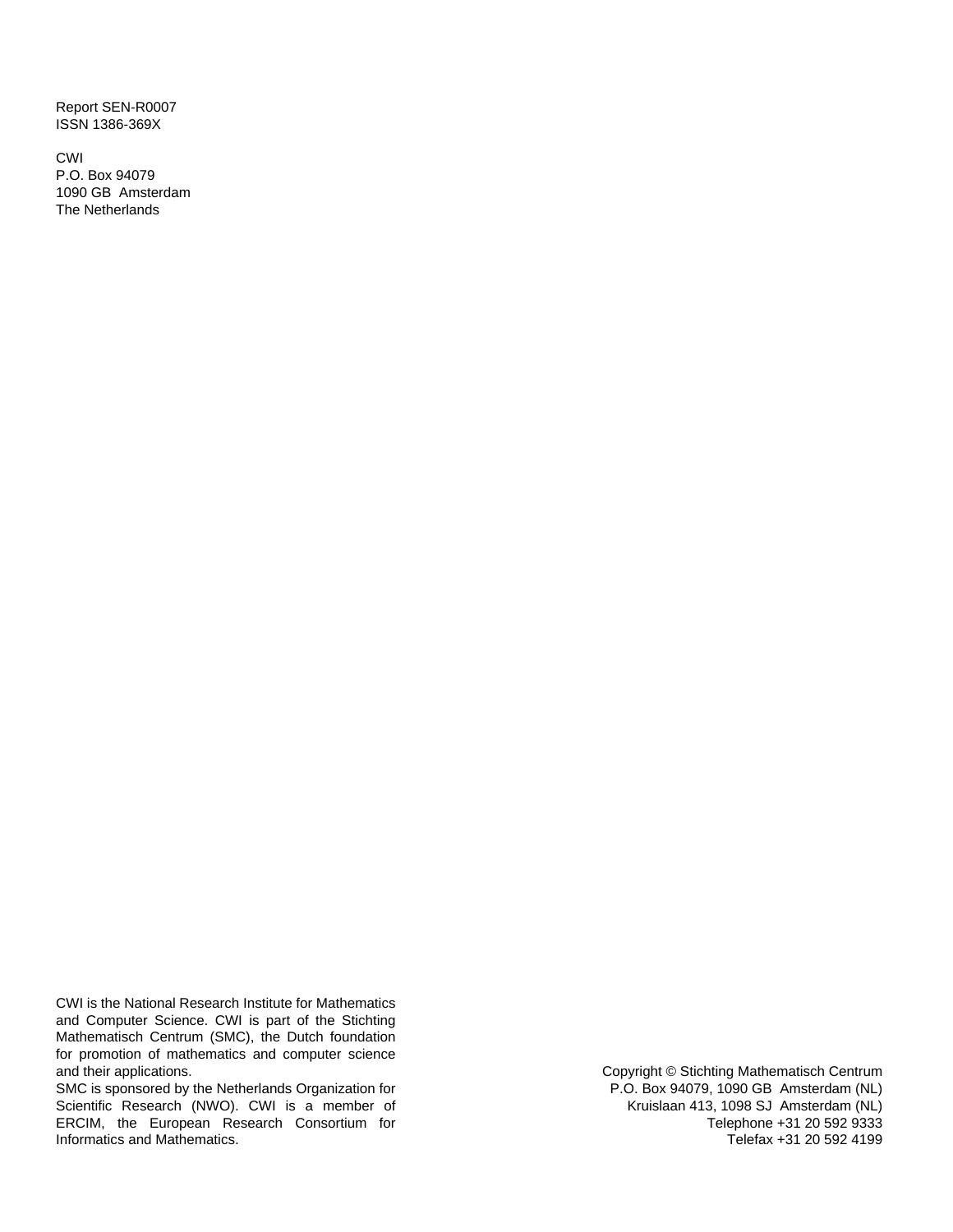Report SEN-R0007
ISSN 1386-369X

CWI
P.O. Box 94079
1090 GB Amsterdam
The Netherlands

CWI is the National Research Institute for Mathematics and Computer Science. CWI is part of the Stichting Mathematisch Centrum (SMC), the Dutch foundation for promotion of mathematics and computer science and their applications.

SMC is sponsored by the Netherlands Organization for Scientific Research (NWO). CWI is a member of ERCIM, the European Research Consortium for Informatics and Mathematics.

Copyright © Stichting Mathematisch Centrum
P.O. Box 94079, 1090 GB Amsterdam (NL)
Kruislaan 413, 1098 SJ Amsterdam (NL)
Telephone +31 20 592 9333
Telefax +31 20 592 4199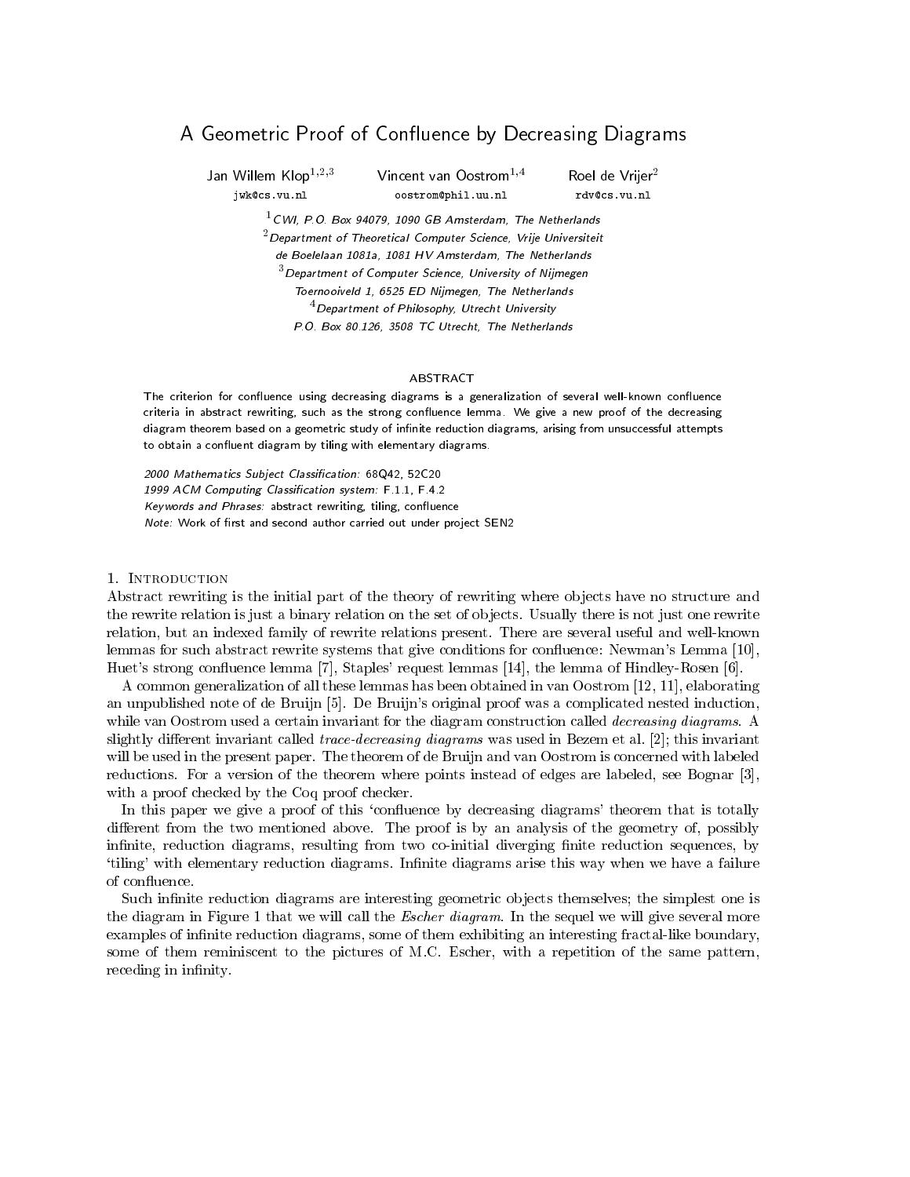# A Geometric Proof of Confluence by Decreasing Diagrams

Jan Willem Klop[1,2,3] Vincent van Oostrom[1,4] Roel de Vrijer[2]

jwk@cs.vu.nl oostrom@phil.uu.nl rdv@cs.vu.nl

[1] CWI, P.O. Box 94079, 1090 GB Amsterdam, The Netherlands
[2] Department of Theoretical Computer Science, Vrije Universiteit
de Boelelaan 1081a, 1081 HV Amsterdam, The Netherlands
[3] Department of Computer Science, University of Nijmegen
Toernooiveld 1, 6525 ED Nijmegen, The Netherlands
[4] Department of Philosophy, Utrecht University
P.O. Box 80.126, 3508 TC Utrecht, The Netherlands

## ABSTRACT

The criterion for confluence using decreasing diagrams is a generalization of several well-known confluence criteria in abstract rewriting, such as the strong confluence lemma. We give a new proof of the decreasing diagram theorem based on a geometric study of infinite reduction diagrams, arising from unsuccessful attempts to obtain a confluent diagram by tiling with elementary diagrams.

*2000 Mathematics Subject Classification:* 68Q42, 52C20
*1999 ACM Computing Classification system:* F.1.1, F.4.2
*Keywords and Phrases:* abstract rewriting, tiling, confluence
*Note:* Work of first and second author carried out under project SEN2

## 1. Introduction

Abstract rewriting is the initial part of the theory of rewriting where objects have no structure and the rewrite relation is just a binary relation on the set of objects. Usually there is not just one rewrite relation, but an indexed family of rewrite relations present. There are several useful and well-known lemmas for such abstract rewrite systems that give conditions for confluence: Newman's Lemma [10], Huet's strong confluence lemma [7], Staples' request lemmas [14], the lemma of Hindley-Rosen [6].

A common generalization of all these lemmas has been obtained in van Oostrom [12, 11], elaborating an unpublished note of de Bruijn [5]. De Bruijn's original proof was a complicated nested induction, while van Oostrom used a certain invariant for the diagram construction called *decreasing diagrams*. A slightly different invariant called *trace-decreasing diagrams* was used in Bezem et al. [2]; this invariant will be used in the present paper. The theorem of de Bruijn and van Oostrom is concerned with labeled reductions. For a version of the theorem where points instead of edges are labeled, see Bognar [3], with a proof checked by the Coq proof checker.

In this paper we give a proof of this 'confluence by decreasing diagrams' theorem that is totally different from the two mentioned above. The proof is by an analysis of the geometry of, possibly infinite, reduction diagrams, resulting from two co-initial diverging finite reduction sequences, by 'tiling' with elementary reduction diagrams. Infinite diagrams arise this way when we have a failure of confluence.

Such infinite reduction diagrams are interesting geometric objects themselves; the simplest one is the diagram in Figure 1 that we will call the *Escher diagram*. In the sequel we will give several more examples of infinite reduction diagrams, some of them exhibiting an interesting fractal-like boundary, some of them reminiscent to the pictures of M.C. Escher, with a repetition of the same pattern, receding in infinity.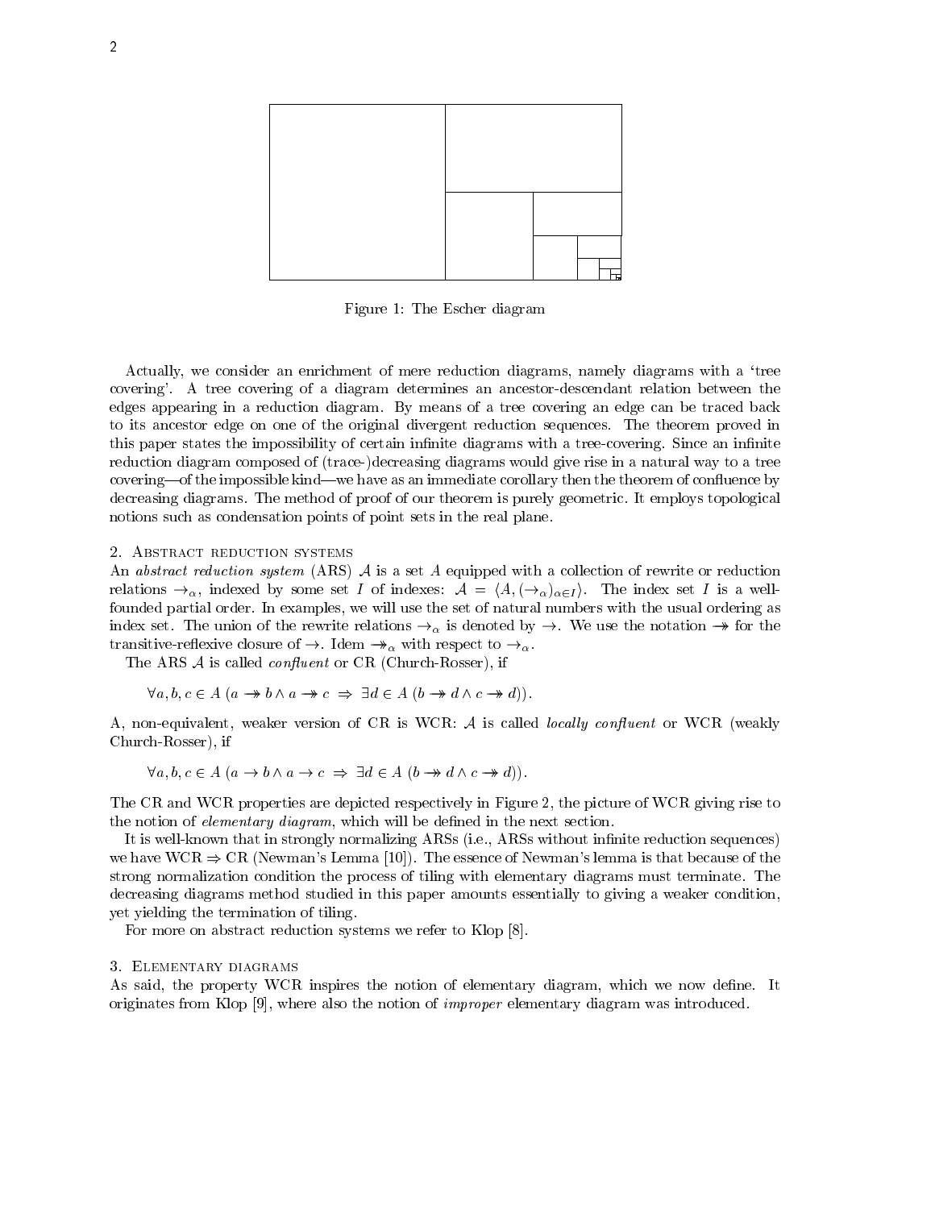Figure 1: The Escher diagram

Actually, we consider an enrichment of mere reduction diagrams, namely diagrams with a 'tree covering'. A tree covering of a diagram determines an ancestor-descendant relation between the edges appearing in a reduction diagram. By means of a tree covering an edge can be traced back to its ancestor edge on one of the original divergent reduction sequences. The theorem proved in this paper states the impossibility of certain infinite diagrams with a tree-covering. Since an infinite reduction diagram composed of (trace-)decreasing diagrams would give rise in a natural way to a tree covering—of the impossible kind—we have as an immediate corollary then the theorem of confluence by decreasing diagrams. The method of proof of our theorem is purely geometric. It employs topological notions such as condensation points of point sets in the real plane.

## 2. Abstract reduction systems

An *abstract reduction system* (ARS) $\mathcal{A}$ is a set $A$ equipped with a collection of rewrite or reduction relations $\rightarrow_\alpha$, indexed by some set $I$ of indexes: $\mathcal{A} = \langle A, (\rightarrow_\alpha)_{\alpha \in I} \rangle$. The index set $I$ is a well-founded partial order. In examples, we will use the set of natural numbers with the usual ordering as index set. The union of the rewrite relations $\rightarrow_\alpha$ is denoted by $\rightarrow$. We use the notation $\twoheadrightarrow$ for the transitive-reflexive closure of $\rightarrow$. Idem $\twoheadrightarrow_\alpha$ with respect to $\rightarrow_\alpha$.

The ARS $\mathcal{A}$ is called *confluent* or CR (Church-Rosser), if

$$\forall a, b, c \in A\ (a \twoheadrightarrow b \wedge a \twoheadrightarrow c \ \Rightarrow\ \exists d \in A\ (b \twoheadrightarrow d \wedge c \twoheadrightarrow d)).$$

A, non-equivalent, weaker version of CR is WCR: $\mathcal{A}$ is called *locally confluent* or WCR (weakly Church-Rosser), if

$$\forall a, b, c \in A\ (a \rightarrow b \wedge a \rightarrow c \ \Rightarrow\ \exists d \in A\ (b \twoheadrightarrow d \wedge c \twoheadrightarrow d)).$$

The CR and WCR properties are depicted respectively in Figure 2, the picture of WCR giving rise to the notion of *elementary diagram*, which will be defined in the next section.

It is well-known that in strongly normalizing ARSs (i.e., ARSs without infinite reduction sequences) we have WCR $\Rightarrow$ CR (Newman's Lemma [10]). The essence of Newman's lemma is that because of the strong normalization condition the process of tiling with elementary diagrams must terminate. The decreasing diagrams method studied in this paper amounts essentially to giving a weaker condition, yet yielding the termination of tiling.

For more on abstract reduction systems we refer to Klop [8].

## 3. Elementary diagrams

As said, the property WCR inspires the notion of elementary diagram, which we now define. It originates from Klop [9], where also the notion of *improper* elementary diagram was introduced.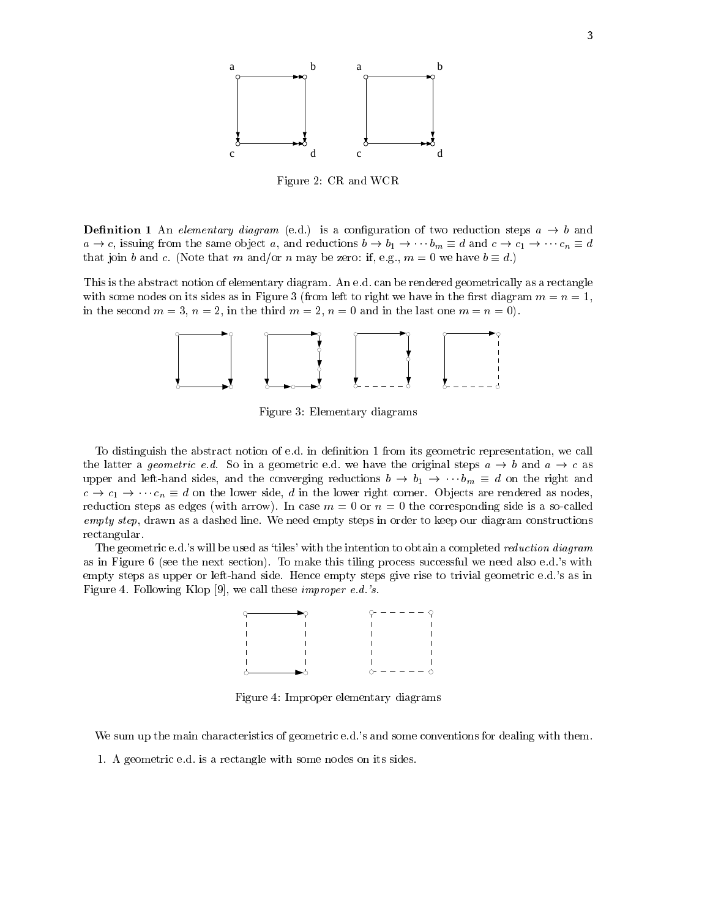Figure 2: CR and WCR

**Definition 1** An *elementary diagram* (e.d.) is a configuration of two reduction steps $a \to b$ and $a \to c$, issuing from the same object $a$, and reductions $b \to b_1 \to \cdots b_m \equiv d$ and $c \to c_1 \to \cdots c_n \equiv d$ that join $b$ and $c$. (Note that $m$ and/or $n$ may be zero: if, e.g., $m = 0$ we have $b \equiv d$.)

This is the abstract notion of elementary diagram. An e.d. can be rendered geometrically as a rectangle with some nodes on its sides as in Figure 3 (from left to right we have in the first diagram $m = n = 1$, in the second $m = 3$, $n = 2$, in the third $m = 2$, $n = 0$ and in the last one $m = n = 0$).

Figure 3: Elementary diagrams

To distinguish the abstract notion of e.d. in definition 1 from its geometric representation, we call the latter a *geometric e.d.* So in a geometric e.d. we have the original steps $a \to b$ and $a \to c$ as upper and left-hand sides, and the converging reductions $b \to b_1 \to \cdots b_m \equiv d$ on the right and $c \to c_1 \to \cdots c_n \equiv d$ on the lower side, $d$ in the lower right corner. Objects are rendered as nodes, reduction steps as edges (with arrow). In case $m = 0$ or $n = 0$ the corresponding side is a so-called *empty step*, drawn as a dashed line. We need empty steps in order to keep our diagram constructions rectangular.

The geometric e.d.'s will be used as 'tiles' with the intention to obtain a completed *reduction diagram* as in Figure 6 (see the next section). To make this tiling process successful we need also e.d.'s with empty steps as upper or left-hand side. Hence empty steps give rise to trivial geometric e.d.'s as in Figure 4. Following Klop [9], we call these *improper e.d.'s*.

Figure 4: Improper elementary diagrams

We sum up the main characteristics of geometric e.d.'s and some conventions for dealing with them.

1. A geometric e.d. is a rectangle with some nodes on its sides.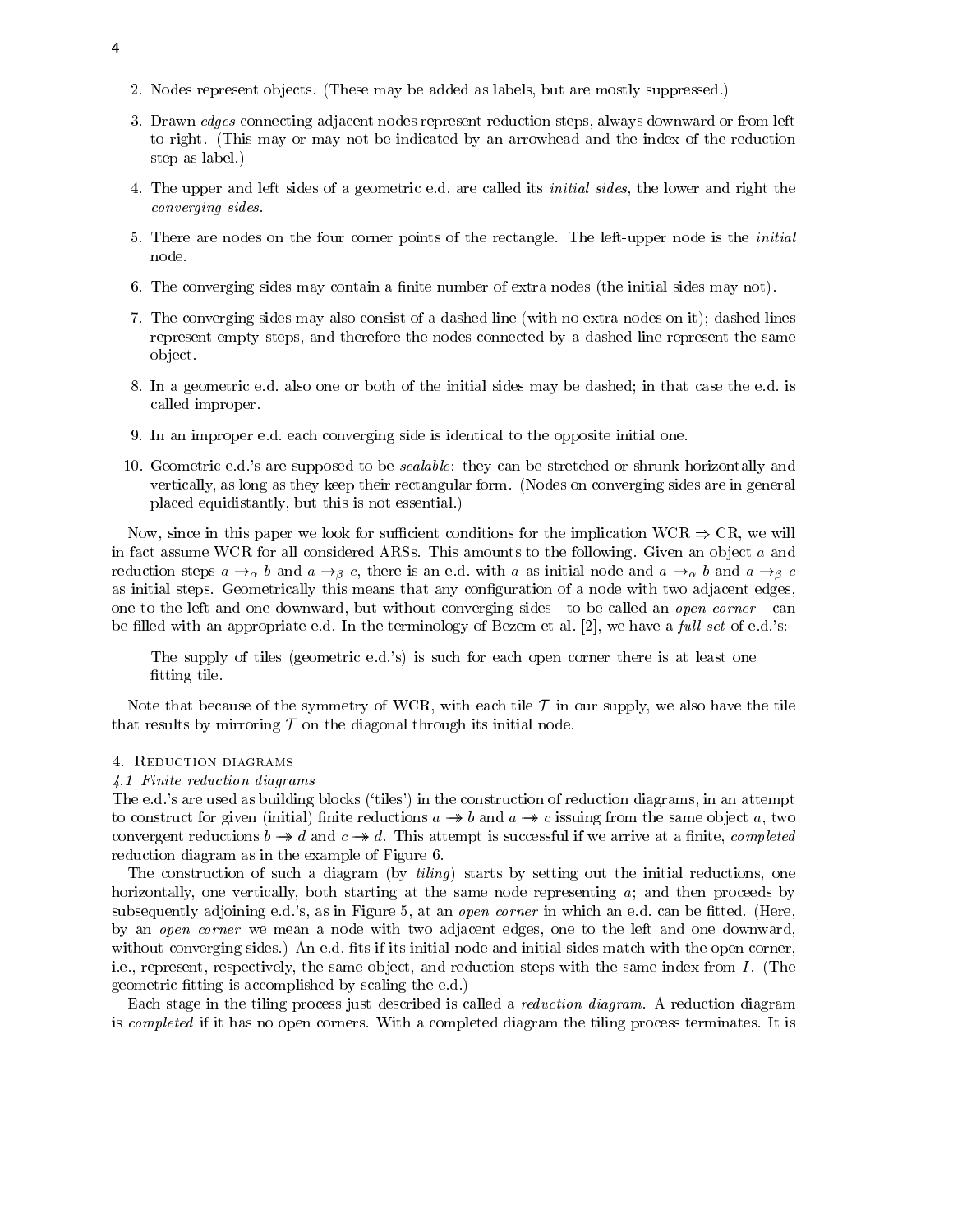2. Nodes represent objects. (These may be added as labels, but are mostly suppressed.)
3. Drawn *edges* connecting adjacent nodes represent reduction steps, always downward or from left to right. (This may or may not be indicated by an arrowhead and the index of the reduction step as label.)
4. The upper and left sides of a geometric e.d. are called its *initial sides*, the lower and right the *converging sides*.
5. There are nodes on the four corner points of the rectangle. The left-upper node is the *initial* node.
6. The converging sides may contain a finite number of extra nodes (the initial sides may not).
7. The converging sides may also consist of a dashed line (with no extra nodes on it); dashed lines represent empty steps, and therefore the nodes connected by a dashed line represent the same object.
8. In a geometric e.d. also one or both of the initial sides may be dashed; in that case the e.d. is called improper.
9. In an improper e.d. each converging side is identical to the opposite initial one.
10. Geometric e.d.'s are supposed to be *scalable*: they can be stretched or shrunk horizontally and vertically, as long as they keep their rectangular form. (Nodes on converging sides are in general placed equidistantly, but this is not essential.)

Now, since in this paper we look for sufficient conditions for the implication WCR $\Rightarrow$ CR, we will in fact assume WCR for all considered ARSs. This amounts to the following. Given an object $a$ and reduction steps $a \to_\alpha b$ and $a \to_\beta c$, there is an e.d. with $a$ as initial node and $a \to_\alpha b$ and $a \to_\beta c$ as initial steps. Geometrically this means that any configuration of a node with two adjacent edges, one to the left and one downward, but without converging sides—to be called an *open corner*—can be filled with an appropriate e.d. In the terminology of Bezem et al. [2], we have a *full set* of e.d.'s:

> The supply of tiles (geometric e.d.'s) is such for each open corner there is at least one fitting tile.

Note that because of the symmetry of WCR, with each tile $\mathcal{T}$ in our supply, we also have the tile that results by mirroring $\mathcal{T}$ on the diagonal through its initial node.

## 4. Reduction diagrams

### 4.1 Finite reduction diagrams

The e.d.'s are used as building blocks ('tiles') in the construction of reduction diagrams, in an attempt to construct for given (initial) finite reductions $a \twoheadrightarrow b$ and $a \twoheadrightarrow c$ issuing from the same object $a$, two convergent reductions $b \twoheadrightarrow d$ and $c \twoheadrightarrow d$. This attempt is successful if we arrive at a finite, *completed* reduction diagram as in the example of Figure 6.

The construction of such a diagram (by *tiling*) starts by setting out the initial reductions, one horizontally, one vertically, both starting at the same node representing $a$; and then proceeds by subsequently adjoining e.d.'s, as in Figure 5, at an *open corner* in which an e.d. can be fitted. (Here, by an *open corner* we mean a node with two adjacent edges, one to the left and one downward, without converging sides.) An e.d. fits if its initial node and initial sides match with the open corner, i.e., represent, respectively, the same object, and reduction steps with the same index from $I$. (The geometric fitting is accomplished by scaling the e.d.)

Each stage in the tiling process just described is called a *reduction diagram*. A reduction diagram is *completed* if it has no open corners. With a completed diagram the tiling process terminates. It is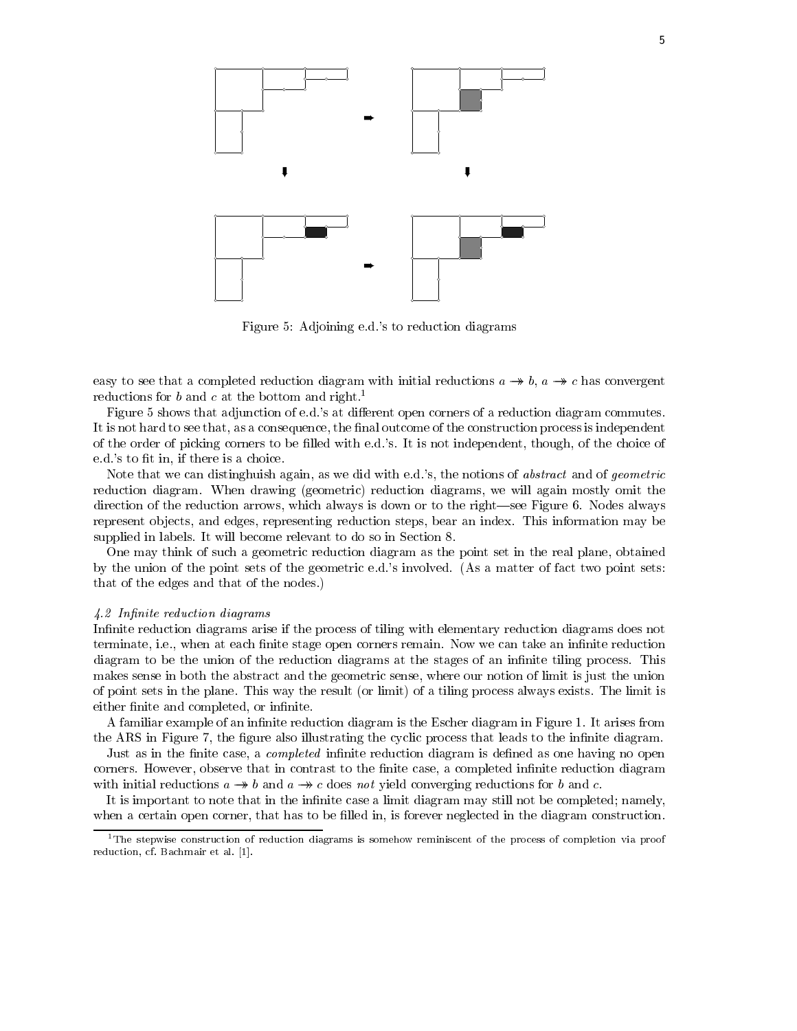Figure 5: Adjoining e.d.'s to reduction diagrams

easy to see that a completed reduction diagram with initial reductions $a \twoheadrightarrow b$, $a \twoheadrightarrow c$ has convergent reductions for $b$ and $c$ at the bottom and right.[1]

Figure 5 shows that adjunction of e.d.'s at different open corners of a reduction diagram commutes. It is not hard to see that, as a consequence, the final outcome of the construction process is independent of the order of picking corners to be filled with e.d.'s. It is not independent, though, of the choice of e.d.'s to fit in, if there is a choice.

Note that we can distinghuish again, as we did with e.d.'s, the notions of *abstract* and of *geometric* reduction diagram. When drawing (geometric) reduction diagrams, we will again mostly omit the direction of the reduction arrows, which always is down or to the right—see Figure 6. Nodes always represent objects, and edges, representing reduction steps, bear an index. This information may be supplied in labels. It will become relevant to do so in Section 8.

One may think of such a geometric reduction diagram as the point set in the real plane, obtained by the union of the point sets of the geometric e.d.'s involved. (As a matter of fact two point sets: that of the edges and that of the nodes.)

*4.2 Infinite reduction diagrams*

Infinite reduction diagrams arise if the process of tiling with elementary reduction diagrams does not terminate, i.e., when at each finite stage open corners remain. Now we can take an infinite reduction diagram to be the union of the reduction diagrams at the stages of an infinite tiling process. This makes sense in both the abstract and the geometric sense, where our notion of limit is just the union of point sets in the plane. This way the result (or limit) of a tiling process always exists. The limit is either finite and completed, or infinite.

A familiar example of an infinite reduction diagram is the Escher diagram in Figure 1. It arises from the ARS in Figure 7, the figure also illustrating the cyclic process that leads to the infinite diagram.

Just as in the finite case, a *completed* infinite reduction diagram is defined as one having no open corners. However, observe that in contrast to the finite case, a completed infinite reduction diagram with initial reductions $a \twoheadrightarrow b$ and $a \twoheadrightarrow c$ does *not* yield converging reductions for $b$ and $c$.

It is important to note that in the infinite case a limit diagram may still not be completed; namely, when a certain open corner, that has to be filled in, is forever neglected in the diagram construction.

[1] The stepwise construction of reduction diagrams is somehow reminiscent of the process of completion via proof reduction, cf. Bachmair et al. [1].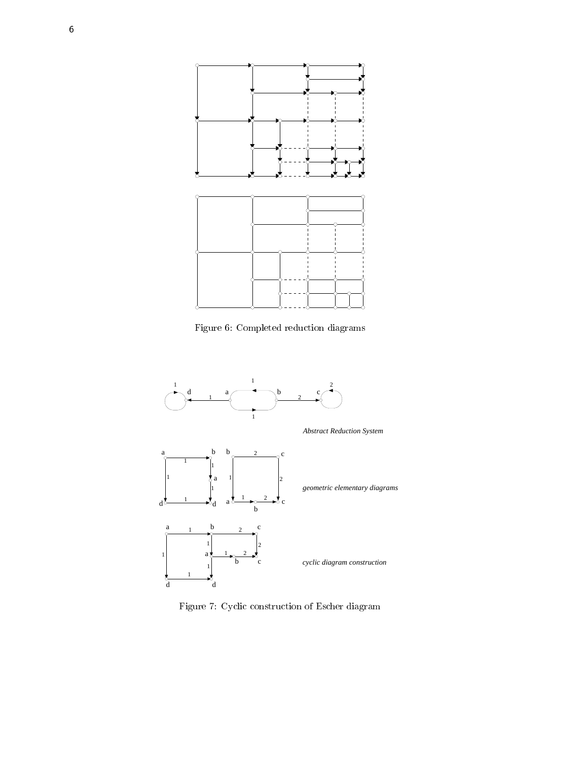Figure 6: Completed reduction diagrams

*Abstract Reduction System*

*geometric elementary diagrams*

*cyclic diagram construction*

Figure 7: Cyclic construction of Escher diagram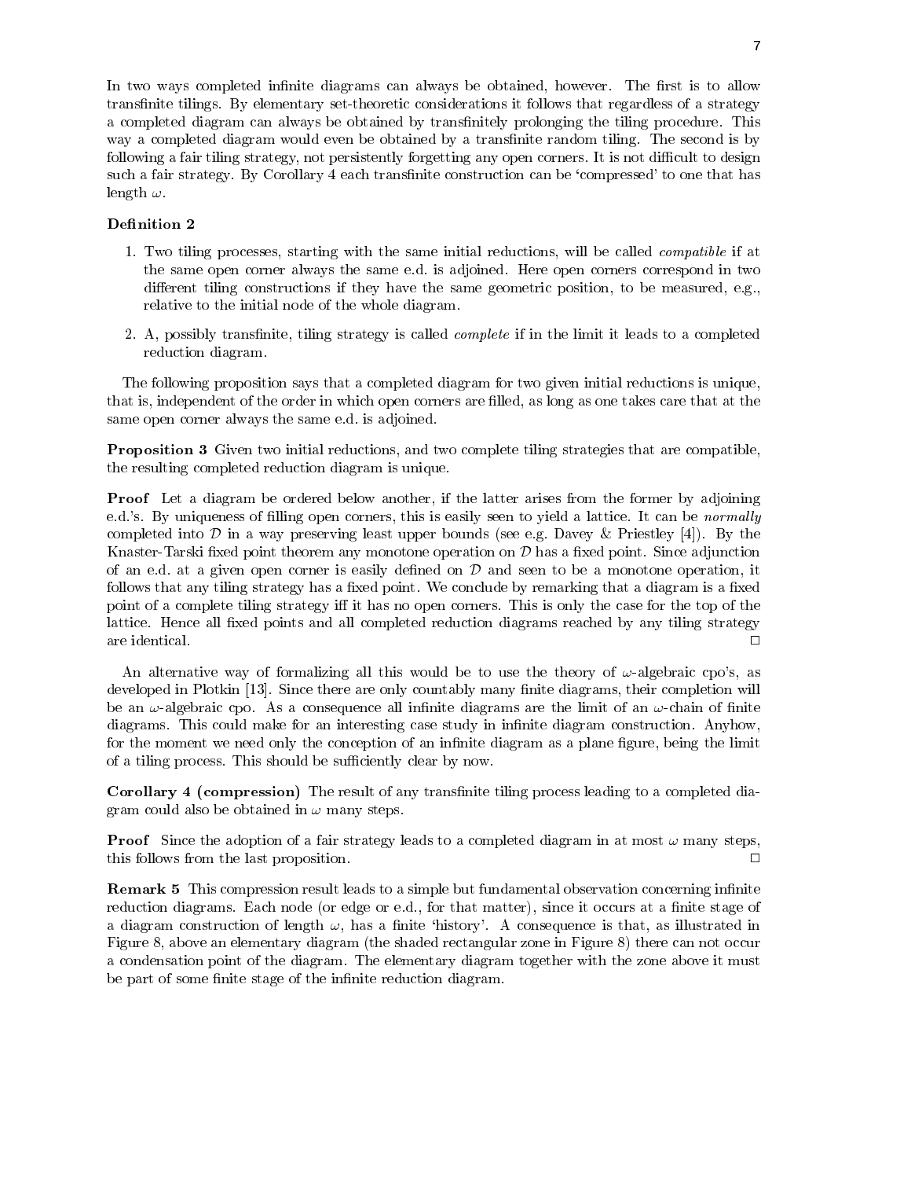In two ways completed infinite diagrams can always be obtained, however. The first is to allow transfinite tilings. By elementary set-theoretic considerations it follows that regardless of a strategy a completed diagram can always be obtained by transfinitely prolonging the tiling procedure. This way a completed diagram would even be obtained by a transfinite random tiling. The second is by following a fair tiling strategy, not persistently forgetting any open corners. It is not difficult to design such a fair strategy. By Corollary 4 each transfinite construction can be 'compressed' to one that has length $\omega$.

**Definition 2**

1. Two tiling processes, starting with the same initial reductions, will be called *compatible* if at the same open corner always the same e.d. is adjoined. Here open corners correspond in two different tiling constructions if they have the same geometric position, to be measured, e.g., relative to the initial node of the whole diagram.
2. A, possibly transfinite, tiling strategy is called *complete* if in the limit it leads to a completed reduction diagram.

The following proposition says that a completed diagram for two given initial reductions is unique, that is, independent of the order in which open corners are filled, as long as one takes care that at the same open corner always the same e.d. is adjoined.

**Proposition 3** Given two initial reductions, and two complete tiling strategies that are compatible, the resulting completed reduction diagram is unique.

**Proof** Let a diagram be ordered below another, if the latter arises from the former by adjoining e.d.'s. By uniqueness of filling open corners, this is easily seen to yield a lattice. It can be *normally* completed into $\mathcal{D}$ in a way preserving least upper bounds (see e.g. Davey & Priestley [4]). By the Knaster-Tarski fixed point theorem any monotone operation on $\mathcal{D}$ has a fixed point. Since adjunction of an e.d. at a given open corner is easily defined on $\mathcal{D}$ and seen to be a monotone operation, it follows that any tiling strategy has a fixed point. We conclude by remarking that a diagram is a fixed point of a complete tiling strategy iff it has no open corners. This is only the case for the top of the lattice. Hence all fixed points and all completed reduction diagrams reached by any tiling strategy are identical. □

An alternative way of formalizing all this would be to use the theory of $\omega$-algebraic cpo's, as developed in Plotkin [13]. Since there are only countably many finite diagrams, their completion will be an $\omega$-algebraic cpo. As a consequence all infinite diagrams are the limit of an $\omega$-chain of finite diagrams. This could make for an interesting case study in infinite diagram construction. Anyhow, for the moment we need only the conception of an infinite diagram as a plane figure, being the limit of a tiling process. This should be sufficiently clear by now.

**Corollary 4 (compression)** The result of any transfinite tiling process leading to a completed diagram could also be obtained in $\omega$ many steps.

**Proof** Since the adoption of a fair strategy leads to a completed diagram in at most $\omega$ many steps, this follows from the last proposition. □

**Remark 5** This compression result leads to a simple but fundamental observation concerning infinite reduction diagrams. Each node (or edge or e.d., for that matter), since it occurs at a finite stage of a diagram construction of length $\omega$, has a finite 'history'. A consequence is that, as illustrated in Figure 8, above an elementary diagram (the shaded rectangular zone in Figure 8) there can not occur a condensation point of the diagram. The elementary diagram together with the zone above it must be part of some finite stage of the infinite reduction diagram.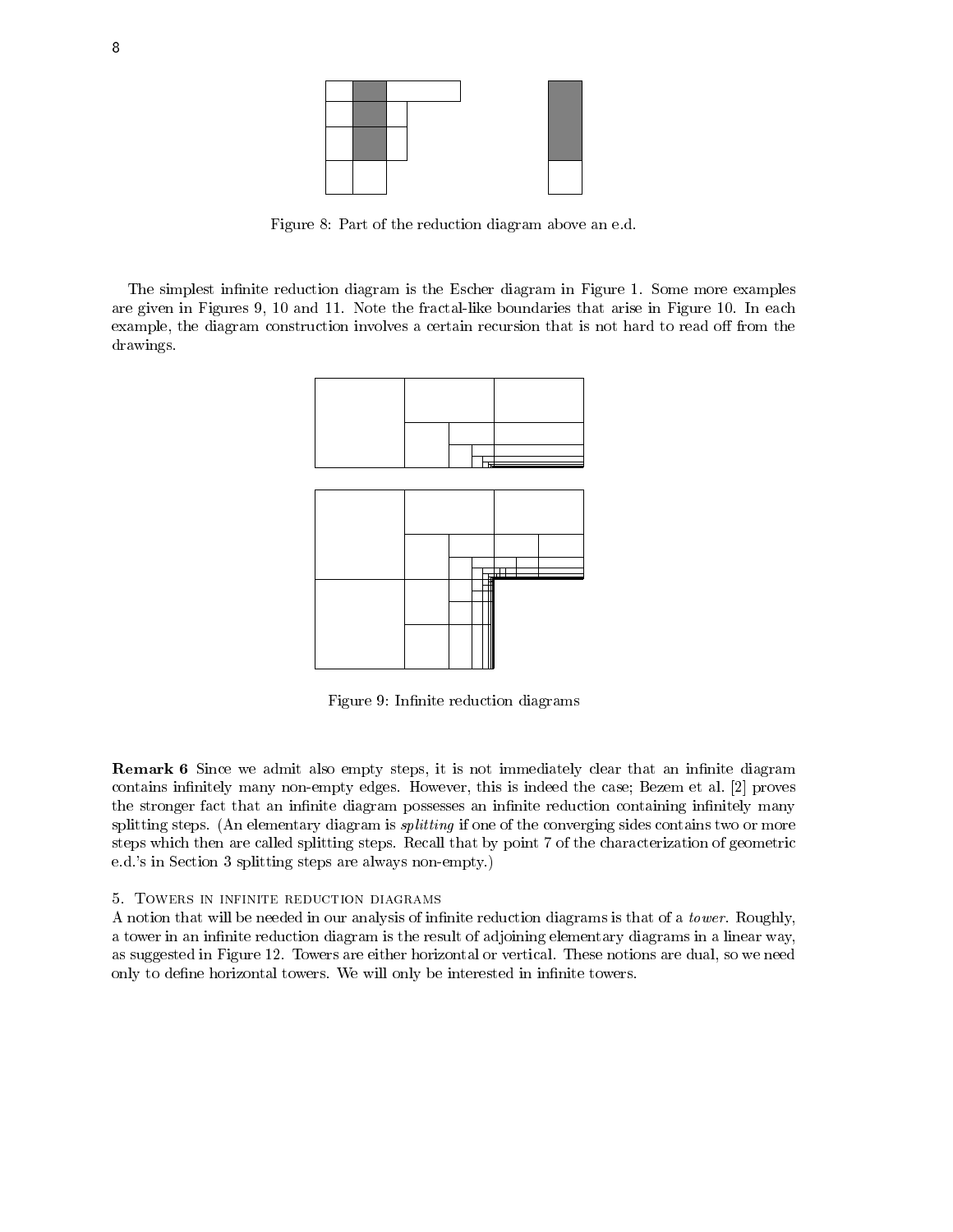Figure 8: Part of the reduction diagram above an e.d.

The simplest infinite reduction diagram is the Escher diagram in Figure 1. Some more examples are given in Figures 9, 10 and 11. Note the fractal-like boundaries that arise in Figure 10. In each example, the diagram construction involves a certain recursion that is not hard to read off from the drawings.

Figure 9: Infinite reduction diagrams

**Remark 6** Since we admit also empty steps, it is not immediately clear that an infinite diagram contains infinitely many non-empty edges. However, this is indeed the case; Bezem et al. [2] proves the stronger fact that an infinite diagram possesses an infinite reduction containing infinitely many splitting steps. (An elementary diagram is *splitting* if one of the converging sides contains two or more steps which then are called splitting steps. Recall that by point 7 of the characterization of geometric e.d.'s in Section 3 splitting steps are always non-empty.)

## 5. Towers in infinite reduction diagrams

A notion that will be needed in our analysis of infinite reduction diagrams is that of a *tower*. Roughly, a tower in an infinite reduction diagram is the result of adjoining elementary diagrams in a linear way, as suggested in Figure 12. Towers are either horizontal or vertical. These notions are dual, so we need only to define horizontal towers. We will only be interested in infinite towers.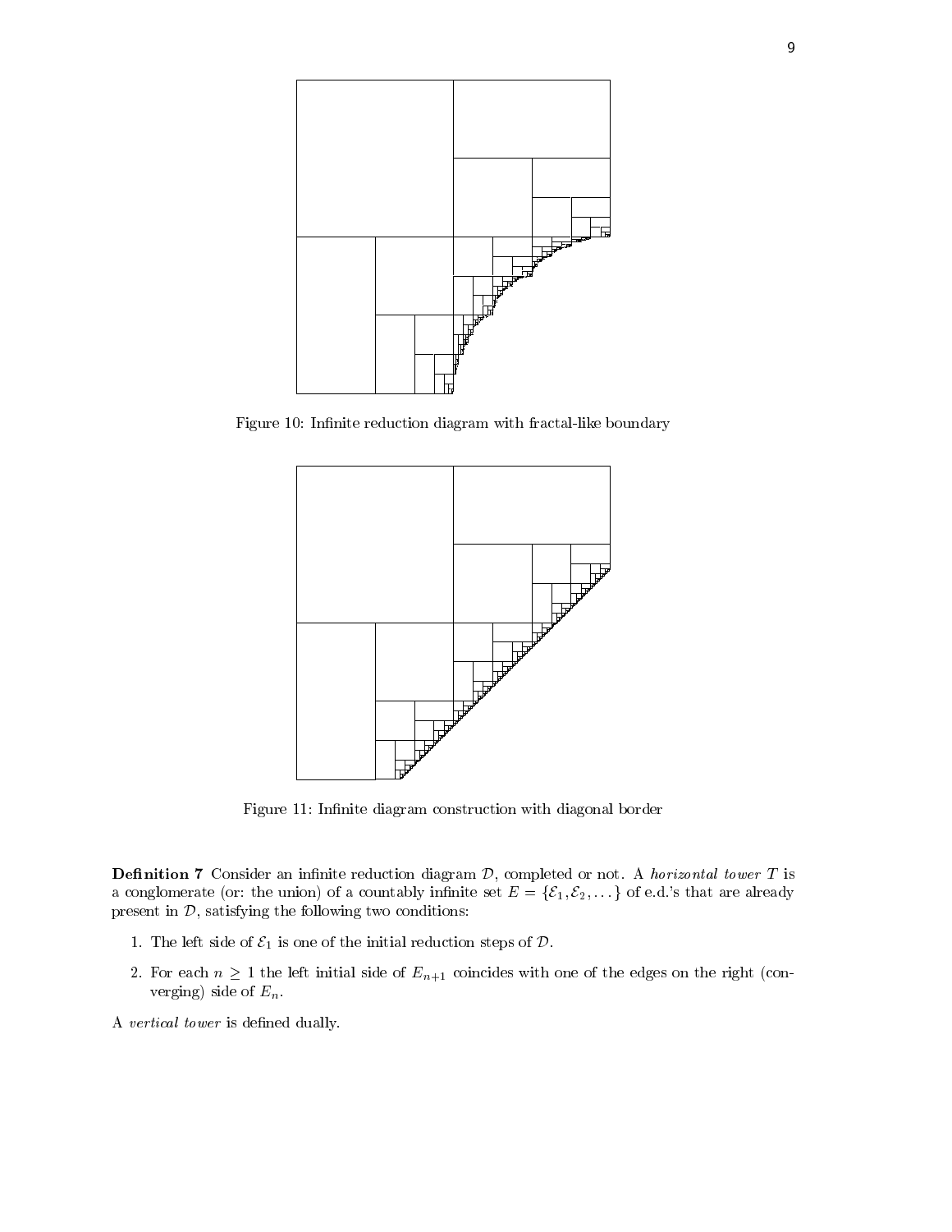Figure 10: Infinite reduction diagram with fractal-like boundary

Figure 11: Infinite diagram construction with diagonal border

**Definition 7** Consider an infinite reduction diagram $\mathcal{D}$, completed or not. A *horizontal tower* $T$ is a conglomerate (or: the union) of a countably infinite set $E = \{\mathcal{E}_1, \mathcal{E}_2, \dots\}$ of e.d.'s that are already present in $\mathcal{D}$, satisfying the following two conditions:

1. The left side of $\mathcal{E}_1$ is one of the initial reduction steps of $\mathcal{D}$.
2. For each $n \geq 1$ the left initial side of $E_{n+1}$ coincides with one of the edges on the right (converging) side of $E_n$.

A *vertical tower* is defined dually.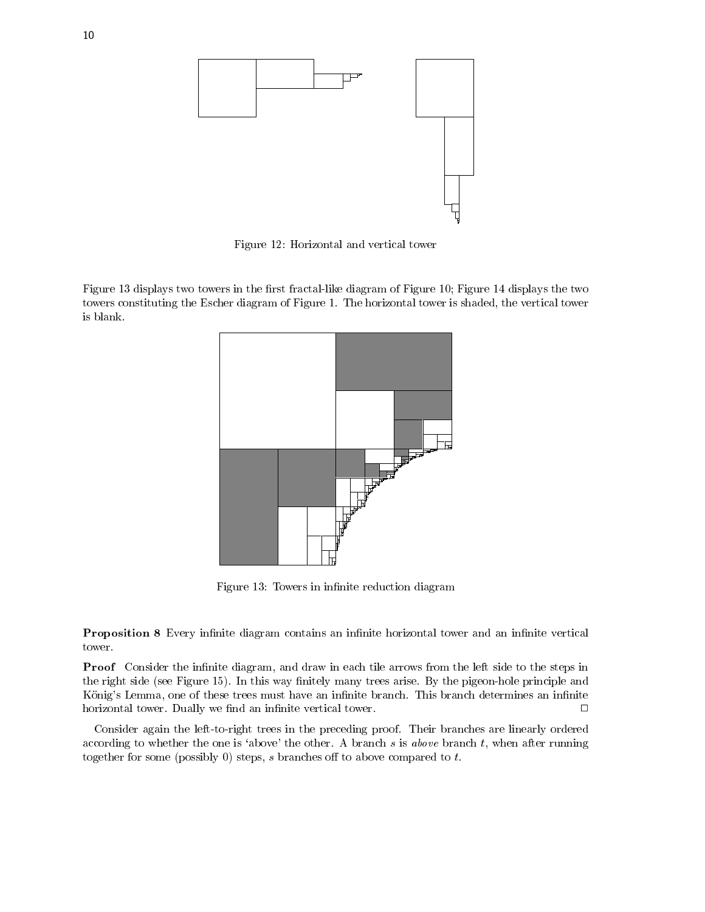Figure 12: Horizontal and vertical tower

Figure 13 displays two towers in the first fractal-like diagram of Figure 10; Figure 14 displays the two towers constituting the Escher diagram of Figure 1. The horizontal tower is shaded, the vertical tower is blank.

Figure 13: Towers in infinite reduction diagram

**Proposition 8** Every infinite diagram contains an infinite horizontal tower and an infinite vertical tower.

**Proof** Consider the infinite diagram, and draw in each tile arrows from the left side to the steps in the right side (see Figure 15). In this way finitely many trees arise. By the pigeon-hole principle and König's Lemma, one of these trees must have an infinite branch. This branch determines an infinite horizontal tower. Dually we find an infinite vertical tower. □

Consider again the left-to-right trees in the preceding proof. Their branches are linearly ordered according to whether the one is 'above' the other. A branch $s$ is *above* branch $t$, when after running together for some (possibly 0) steps, $s$ branches off to above compared to $t$.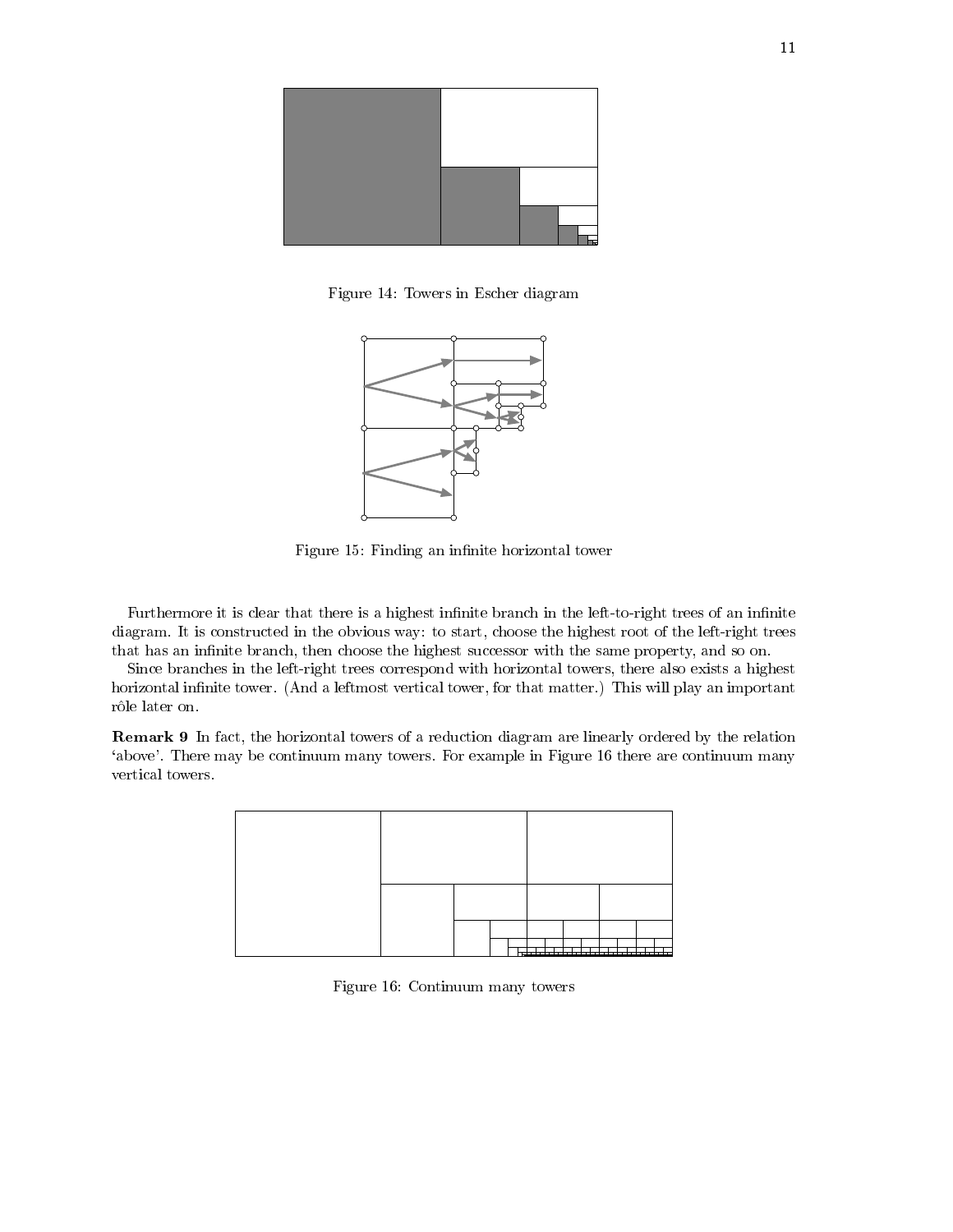Figure 14: Towers in Escher diagram

Figure 15: Finding an infinite horizontal tower

Furthermore it is clear that there is a highest infinite branch in the left-to-right trees of an infinite diagram. It is constructed in the obvious way: to start, choose the highest root of the left-right trees that has an infinite branch, then choose the highest successor with the same property, and so on.

Since branches in the left-right trees correspond with horizontal towers, there also exists a highest horizontal infinite tower. (And a leftmost vertical tower, for that matter.) This will play an important rôle later on.

**Remark 9** In fact, the horizontal towers of a reduction diagram are linearly ordered by the relation 'above'. There may be continuum many towers. For example in Figure 16 there are continuum many vertical towers.

Figure 16: Continuum many towers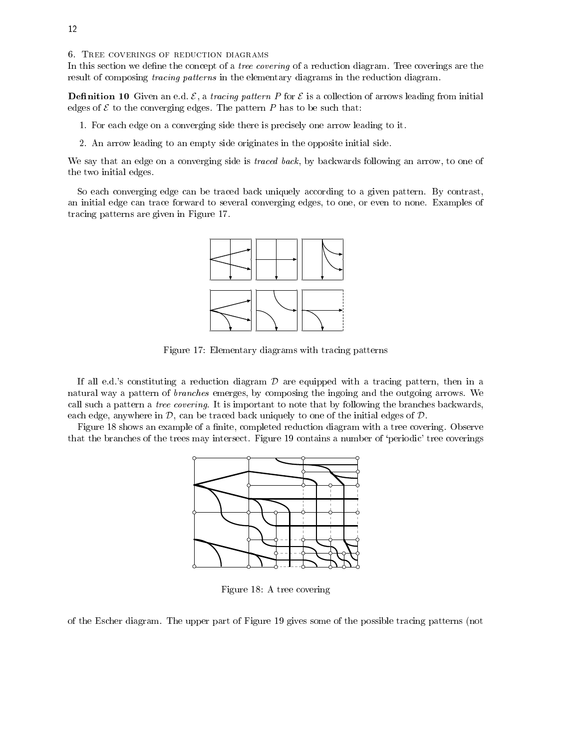## 6. Tree coverings of reduction diagrams

In this section we define the concept of a *tree covering* of a reduction diagram. Tree coverings are the result of composing *tracing patterns* in the elementary diagrams in the reduction diagram.

**Definition 10** Given an e.d. $\mathcal{E}$, a *tracing pattern* $P$ for $\mathcal{E}$ is a collection of arrows leading from initial edges of $\mathcal{E}$ to the converging edges. The pattern $P$ has to be such that:

1. For each edge on a converging side there is precisely one arrow leading to it.
2. An arrow leading to an empty side originates in the opposite initial side.

We say that an edge on a converging side is *traced back*, by backwards following an arrow, to one of the two initial edges.

So each converging edge can be traced back uniquely according to a given pattern. By contrast, an initial edge can trace forward to several converging edges, to one, or even to none. Examples of tracing patterns are given in Figure 17.

Figure 17: Elementary diagrams with tracing patterns

If all e.d.'s constituting a reduction diagram $\mathcal{D}$ are equipped with a tracing pattern, then in a natural way a pattern of *branches* emerges, by composing the ingoing and the outgoing arrows. We call such a pattern a *tree covering*. It is important to note that by following the branches backwards, each edge, anywhere in $\mathcal{D}$, can be traced back uniquely to one of the initial edges of $\mathcal{D}$.

Figure 18 shows an example of a finite, completed reduction diagram with a tree covering. Observe that the branches of the trees may intersect. Figure 19 contains a number of 'periodic' tree coverings of the Escher diagram. The upper part of Figure 19 gives some of the possible tracing patterns (not

Figure 18: A tree covering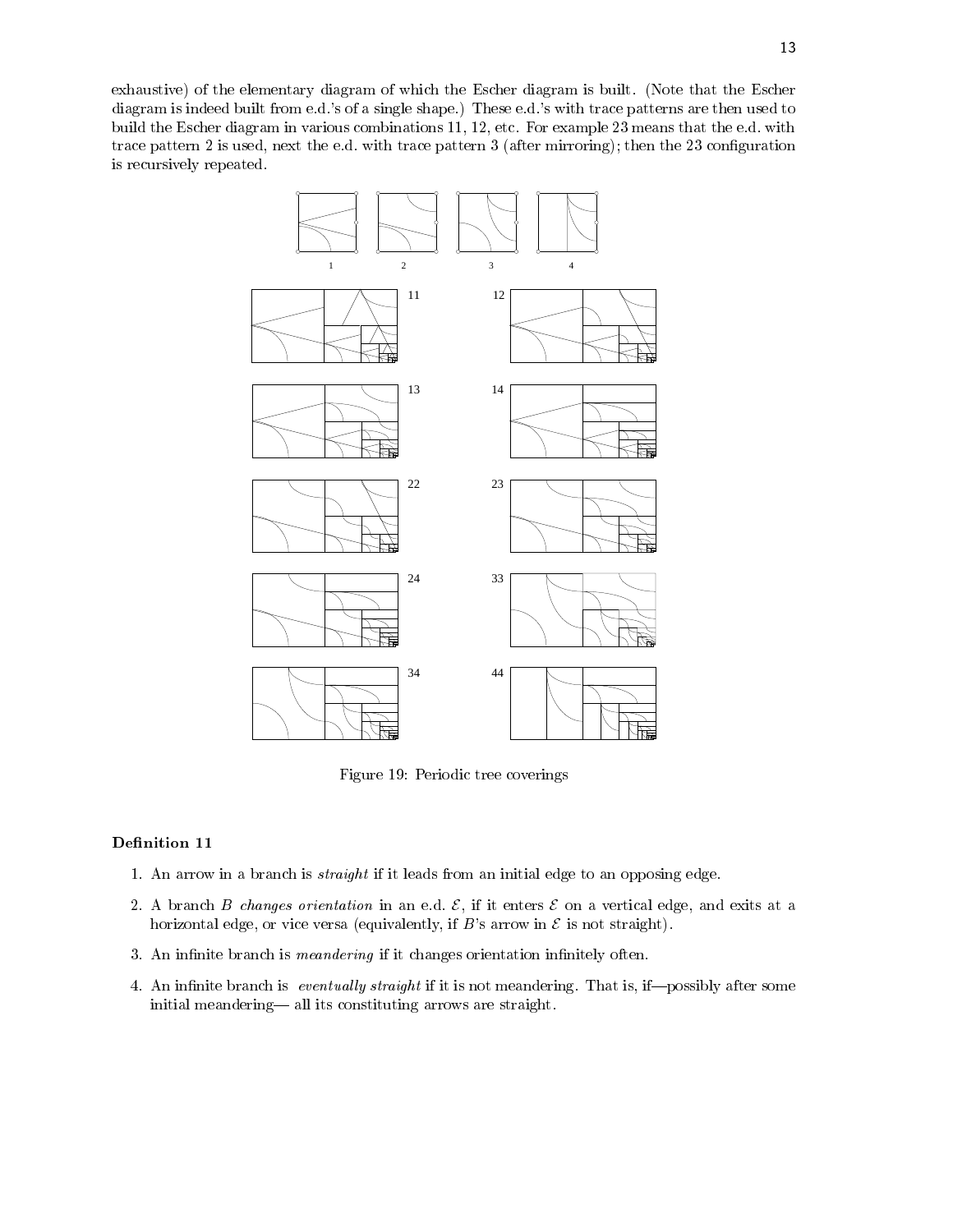exhaustive) of the elementary diagram of which the Escher diagram is built. (Note that the Escher diagram is indeed built from e.d.'s of a single shape.) These e.d.'s with trace patterns are then used to build the Escher diagram in various combinations 11, 12, etc. For example 23 means that the e.d. with trace pattern 2 is used, next the e.d. with trace pattern 3 (after mirroring); then the 23 configuration is recursively repeated.

Figure 19: Periodic tree coverings

**Definition 11**

1. An arrow in a branch is *straight* if it leads from an initial edge to an opposing edge.
2. A branch $B$ *changes orientation* in an e.d. $\mathcal{E}$, if it enters $\mathcal{E}$ on a vertical edge, and exits at a horizontal edge, or vice versa (equivalently, if $B$'s arrow in $\mathcal{E}$ is not straight).
3. An infinite branch is *meandering* if it changes orientation infinitely often.
4. An infinite branch is *eventually straight* if it is not meandering. That is, if—possibly after some initial meandering— all its constituting arrows are straight.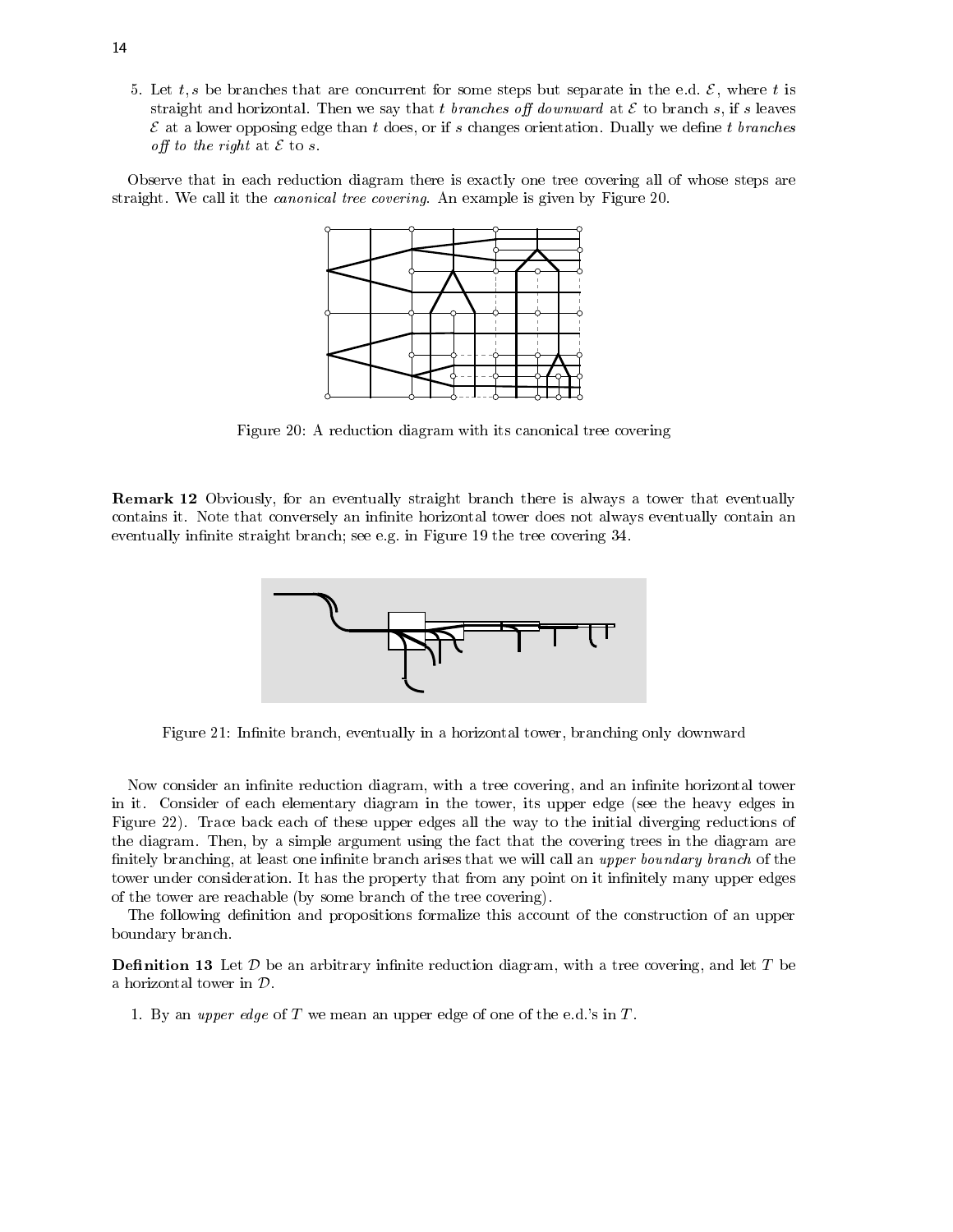5. Let $t, s$ be branches that are concurrent for some steps but separate in the e.d. $\mathcal{E}$, where $t$ is straight and horizontal. Then we say that $t$ *branches off downward* at $\mathcal{E}$ to branch $s$, if $s$ leaves $\mathcal{E}$ at a lower opposing edge than $t$ does, or if $s$ changes orientation. Dually we define $t$ *branches off to the right* at $\mathcal{E}$ to $s$.

Observe that in each reduction diagram there is exactly one tree covering all of whose steps are straight. We call it the *canonical tree covering*. An example is given by Figure 20.

Figure 20: A reduction diagram with its canonical tree covering

**Remark 12** Obviously, for an eventually straight branch there is always a tower that eventually contains it. Note that conversely an infinite horizontal tower does not always eventually contain an eventually infinite straight branch; see e.g. in Figure 19 the tree covering 34.

Figure 21: Infinite branch, eventually in a horizontal tower, branching only downward

Now consider an infinite reduction diagram, with a tree covering, and an infinite horizontal tower in it. Consider of each elementary diagram in the tower, its upper edge (see the heavy edges in Figure 22). Trace back each of these upper edges all the way to the initial diverging reductions of the diagram. Then, by a simple argument using the fact that the covering trees in the diagram are finitely branching, at least one infinite branch arises that we will call an *upper boundary branch* of the tower under consideration. It has the property that from any point on it infinitely many upper edges of the tower are reachable (by some branch of the tree covering).

The following definition and propositions formalize this account of the construction of an upper boundary branch.

**Definition 13** Let $\mathcal{D}$ be an arbitrary infinite reduction diagram, with a tree covering, and let $T$ be a horizontal tower in $\mathcal{D}$.

1. By an *upper edge* of $T$ we mean an upper edge of one of the e.d.'s in $T$.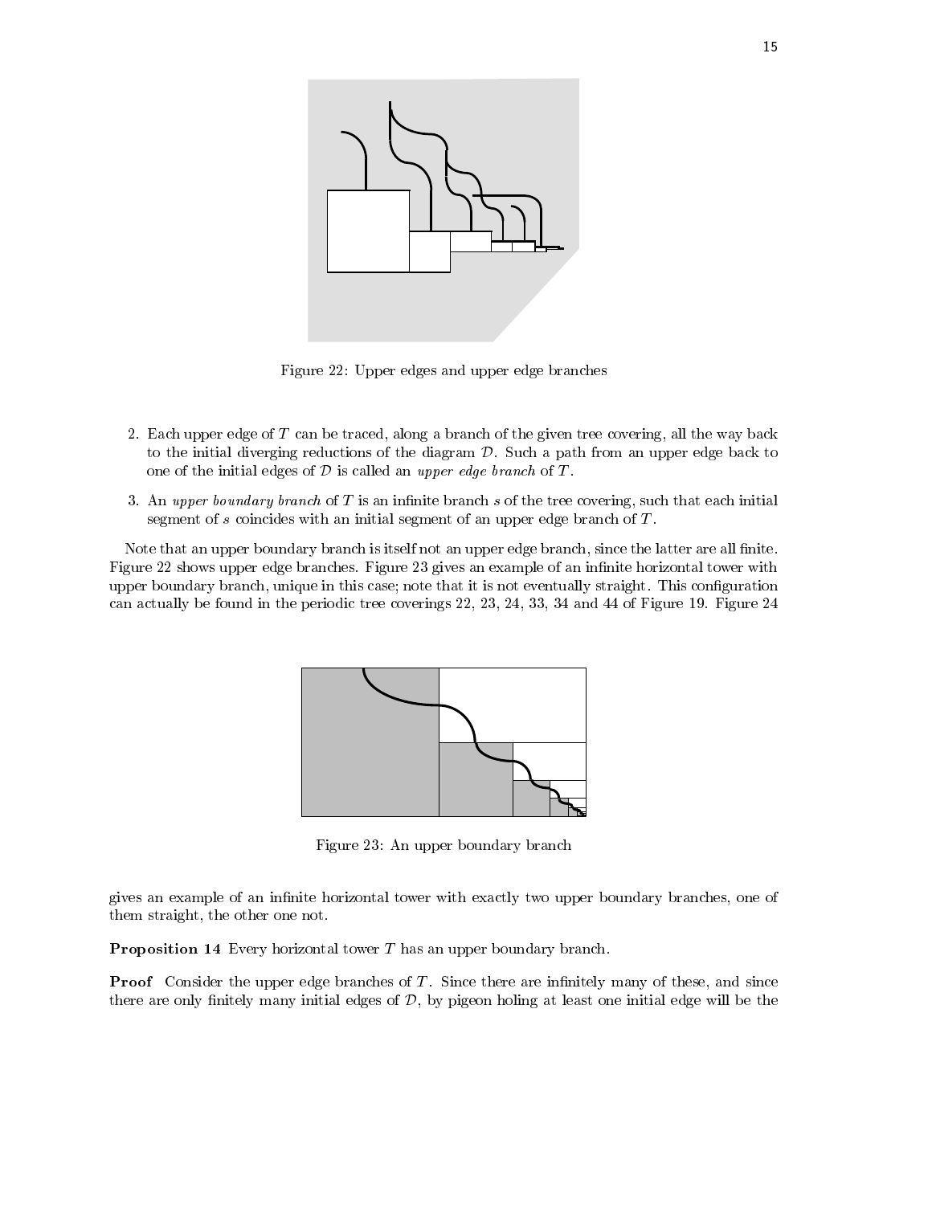Figure 22: Upper edges and upper edge branches

2. Each upper edge of $T$ can be traced, along a branch of the given tree covering, all the way back to the initial diverging reductions of the diagram $\mathcal{D}$. Such a path from an upper edge back to one of the initial edges of $\mathcal{D}$ is called an *upper edge branch* of $T$.

3. An *upper boundary branch* of $T$ is an infinite branch $s$ of the tree covering, such that each initial segment of $s$ coincides with an initial segment of an upper edge branch of $T$.

Note that an upper boundary branch is itself not an upper edge branch, since the latter are all finite. Figure 22 shows upper edge branches. Figure 23 gives an example of an infinite horizontal tower with upper boundary branch, unique in this case; note that it is not eventually straight. This configuration can actually be found in the periodic tree coverings 22, 23, 24, 33, 34 and 44 of Figure 19. Figure 24

Figure 23: An upper boundary branch

gives an example of an infinite horizontal tower with exactly two upper boundary branches, one of them straight, the other one not.

**Proposition 14** Every horizontal tower $T$ has an upper boundary branch.

**Proof** Consider the upper edge branches of $T$. Since there are infinitely many of these, and since there are only finitely many initial edges of $\mathcal{D}$, by pigeon holing at least one initial edge will be the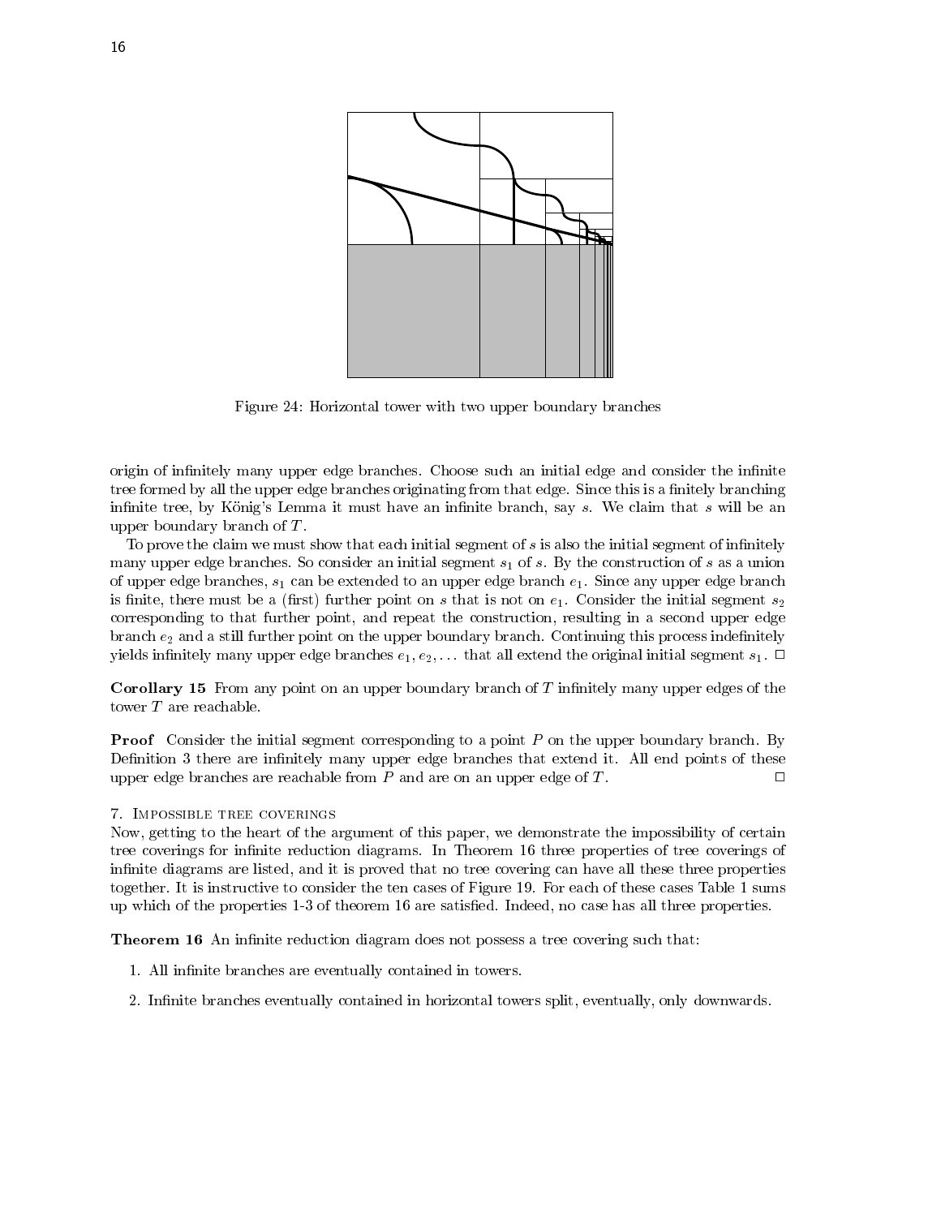Figure 24: Horizontal tower with two upper boundary branches

origin of infinitely many upper edge branches. Choose such an initial edge and consider the infinite tree formed by all the upper edge branches originating from that edge. Since this is a finitely branching infinite tree, by König's Lemma it must have an infinite branch, say $s$. We claim that $s$ will be an upper boundary branch of $T$.

To prove the claim we must show that each initial segment of $s$ is also the initial segment of infinitely many upper edge branches. So consider an initial segment $s_1$ of $s$. By the construction of $s$ as a union of upper edge branches, $s_1$ can be extended to an upper edge branch $e_1$. Since any upper edge branch is finite, there must be a (first) further point on $s$ that is not on $e_1$. Consider the initial segment $s_2$ corresponding to that further point, and repeat the construction, resulting in a second upper edge branch $e_2$ and a still further point on the upper boundary branch. Continuing this process indefinitely yields infinitely many upper edge branches $e_1, e_2, \ldots$ that all extend the original initial segment $s_1$. □

**Corollary 15** From any point on an upper boundary branch of $T$ infinitely many upper edges of the tower $T$ are reachable.

**Proof** Consider the initial segment corresponding to a point $P$ on the upper boundary branch. By Definition 3 there are infinitely many upper edge branches that extend it. All end points of these upper edge branches are reachable from $P$ and are on an upper edge of $T$. □

## 7. Impossible tree coverings

Now, getting to the heart of the argument of this paper, we demonstrate the impossibility of certain tree coverings for infinite reduction diagrams. In Theorem 16 three properties of tree coverings of infinite diagrams are listed, and it is proved that no tree covering can have all these three properties together. It is instructive to consider the ten cases of Figure 19. For each of these cases Table 1 sums up which of the properties 1-3 of theorem 16 are satisfied. Indeed, no case has all three properties.

**Theorem 16** An infinite reduction diagram does not possess a tree covering such that:

1. All infinite branches are eventually contained in towers.
2. Infinite branches eventually contained in horizontal towers split, eventually, only downwards.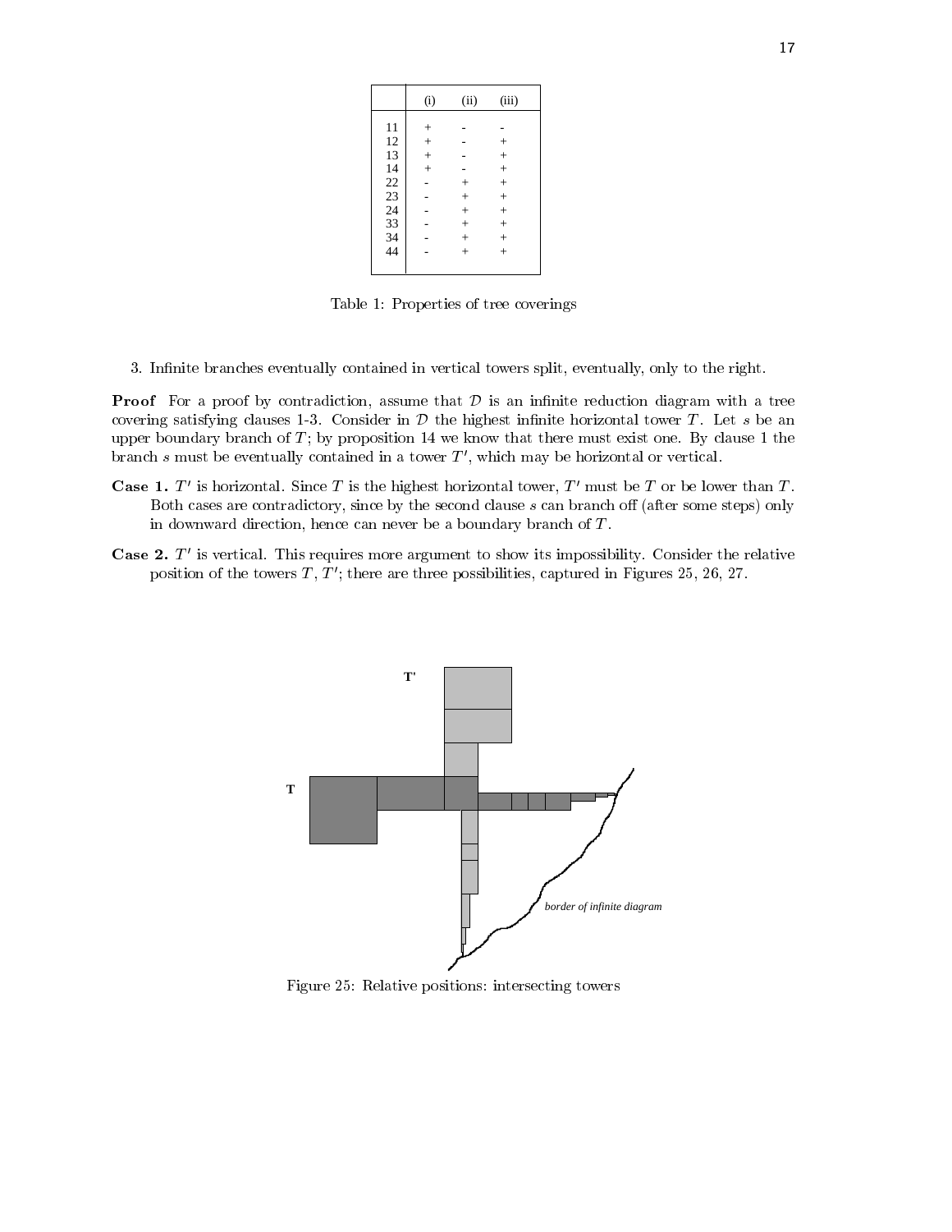| | (i) | (ii) | (iii) |
|---|---|---|---|
| 11 | + | - | - |
| 12 | + | - | + |
| 13 | + | - | + |
| 14 | + | - | + |
| 22 | - | + | + |
| 23 | - | + | + |
| 24 | - | + | + |
| 33 | - | + | + |
| 34 | - | + | + |
| 44 | - | + | + |

Table 1: Properties of tree coverings

3. Infinite branches eventually contained in vertical towers split, eventually, only to the right.

**Proof** For a proof by contradiction, assume that $\mathcal{D}$ is an infinite reduction diagram with a tree covering satisfying clauses 1-3. Consider in $\mathcal{D}$ the highest infinite horizontal tower $T$. Let $s$ be an upper boundary branch of $T$; by proposition 14 we know that there must exist one. By clause 1 the branch $s$ must be eventually contained in a tower $T'$, which may be horizontal or vertical.

**Case 1.** $T'$ is horizontal. Since $T$ is the highest horizontal tower, $T'$ must be $T$ or be lower than $T$. Both cases are contradictory, since by the second clause $s$ can branch off (after some steps) only in downward direction, hence can never be a boundary branch of $T$.

**Case 2.** $T'$ is vertical. This requires more argument to show its impossibility. Consider the relative position of the towers $T$, $T'$; there are three possibilities, captured in Figures 25, 26, 27.

Figure 25: Relative positions: intersecting towers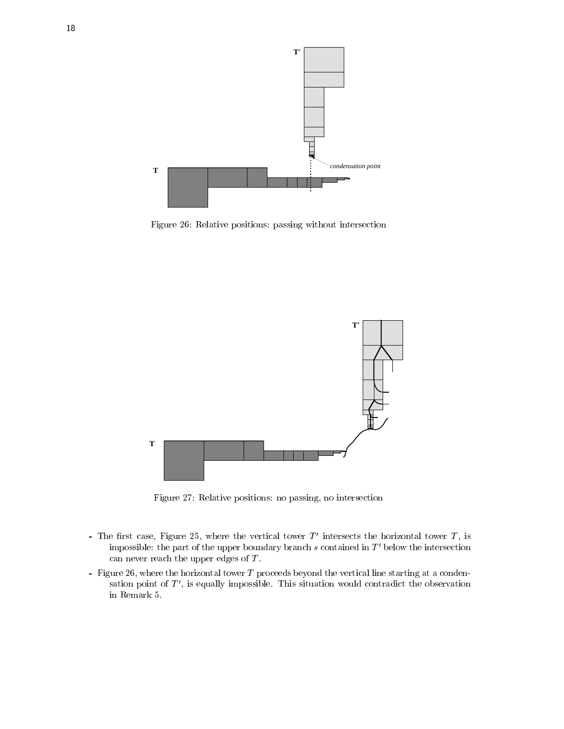Figure 26: Relative positions: passing without intersection

Figure 27: Relative positions: no passing, no intersection

- The first case, Figure 25, where the vertical tower $T'$ intersects the horizontal tower $T$, is impossible: the part of the upper boundary branch $s$ contained in $T'$ below the intersection can never reach the upper edges of $T$.
- Figure 26, where the horizontal tower $T$ proceeds beyond the vertical line starting at a condensation point of $T'$, is equally impossible. This situation would contradict the observation in Remark 5.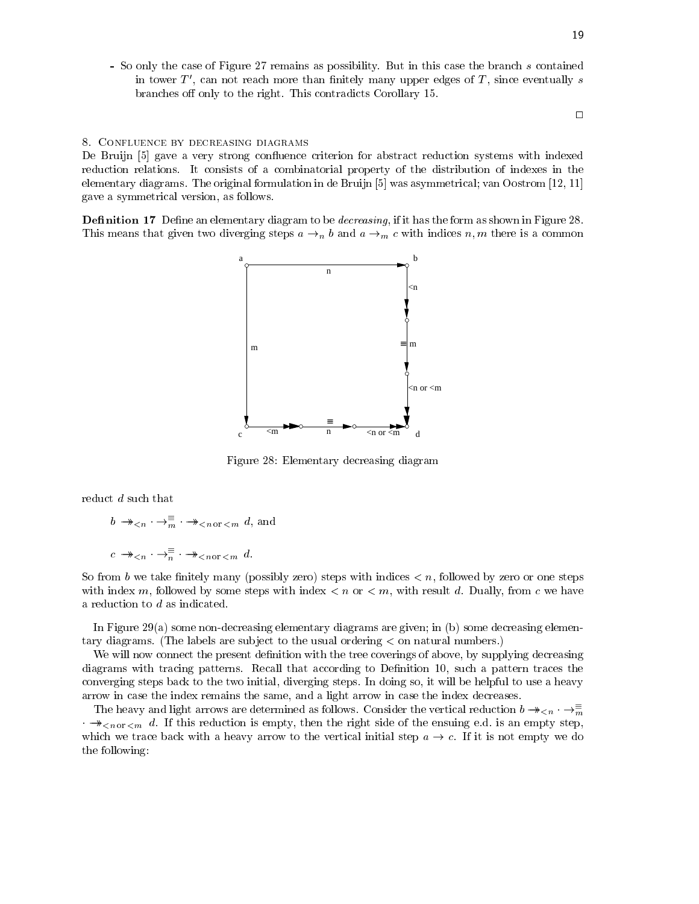- So only the case of Figure 27 remains as possibility. But in this case the branch $s$ contained in tower $T'$, can not reach more than finitely many upper edges of $T$, since eventually $s$ branches off only to the right. This contradicts Corollary 15.

□

## 8. Confluence by decreasing diagrams

De Bruijn [5] gave a very strong confluence criterion for abstract reduction systems with indexed reduction relations. It consists of a combinatorial property of the distribution of indexes in the elementary diagrams. The original formulation in de Bruijn [5] was asymmetrical; van Oostrom [12, 11] gave a symmetrical version, as follows.

**Definition 17** Define an elementary diagram to be *decreasing*, if it has the form as shown in Figure 28. This means that given two diverging steps $a \to_n b$ and $a \to_m c$ with indices $n, m$ there is a common

Figure 28: Elementary decreasing diagram

reduct $d$ such that

$$b \twoheadrightarrow_{<n} \cdot \to_m^{\equiv} \cdot \twoheadrightarrow_{<n \,\text{or}\, <m} d, \text{ and}$$

$$c \twoheadrightarrow_{<n} \cdot \to_n^{\equiv} \cdot \twoheadrightarrow_{<n \,\text{or}\, <m} d.$$

So from $b$ we take finitely many (possibly zero) steps with indices $< n$, followed by zero or one steps with index $m$, followed by some steps with index $< n$ or $< m$, with result $d$. Dually, from $c$ we have a reduction to $d$ as indicated.

In Figure 29(a) some non-decreasing elementary diagrams are given; in (b) some decreasing elementary diagrams. (The labels are subject to the usual ordering $<$ on natural numbers.)

We will now connect the present definition with the tree coverings of above, by supplying decreasing diagrams with tracing patterns. Recall that according to Definition 10, such a pattern traces the converging steps back to the two initial, diverging steps. In doing so, it will be helpful to use a heavy arrow in case the index remains the same, and a light arrow in case the index decreases.

The heavy and light arrows are determined as follows. Consider the vertical reduction $b \twoheadrightarrow_{<n} \cdot \to_m^{\equiv} \cdot \twoheadrightarrow_{<n \,\text{or}\, <m} d$. If this reduction is empty, then the right side of the ensuing e.d. is an empty step, which we trace back with a heavy arrow to the vertical initial step $a \to c$. If it is not empty we do the following: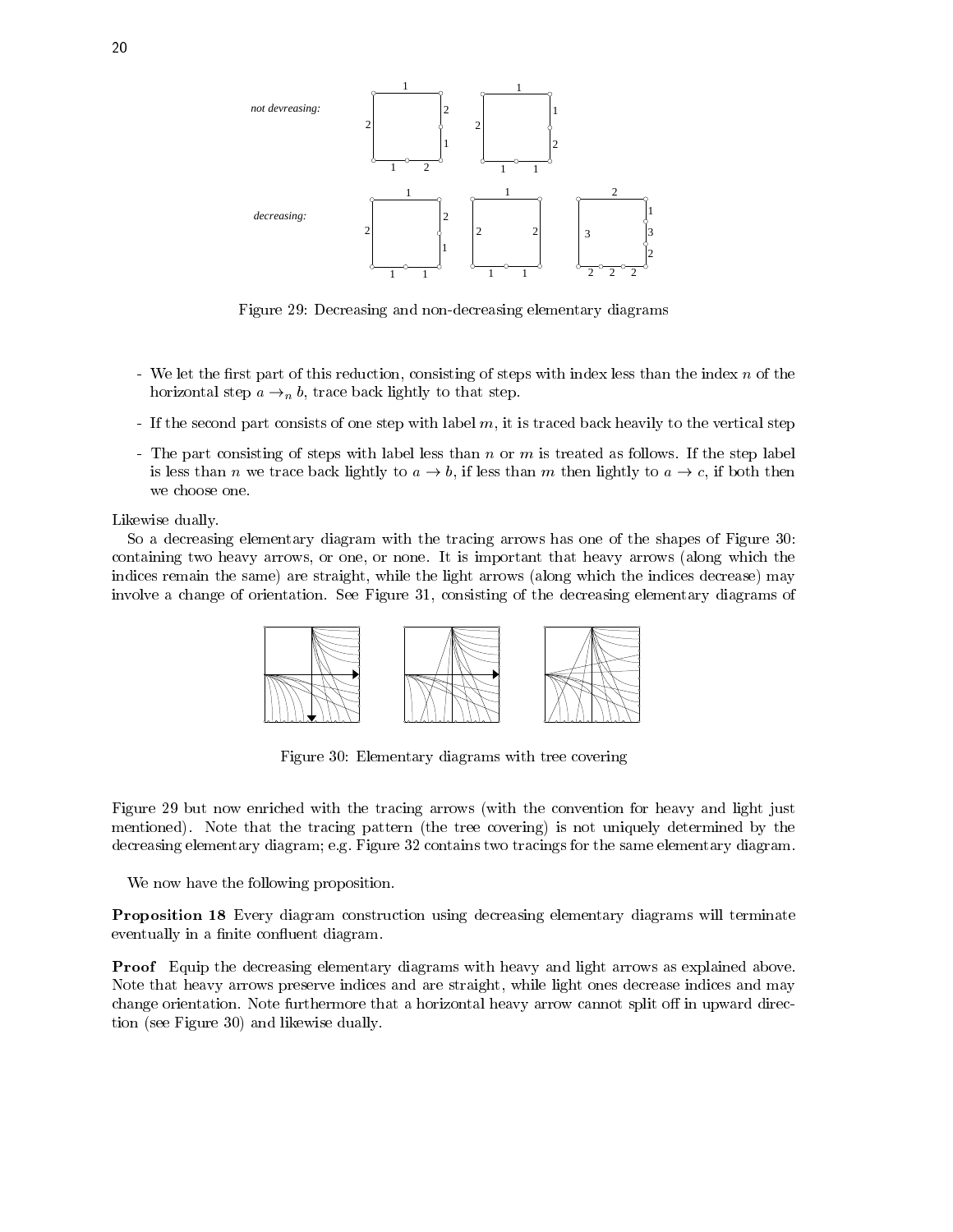Figure 29: Decreasing and non-decreasing elementary diagrams

- We let the first part of this reduction, consisting of steps with index less than the index $n$ of the horizontal step $a \rightarrow_n b$, trace back lightly to that step.
- If the second part consists of one step with label $m$, it is traced back heavily to the vertical step
- The part consisting of steps with label less than $n$ or $m$ is treated as follows. If the step label is less than $n$ we trace back lightly to $a \rightarrow b$, if less than $m$ then lightly to $a \rightarrow c$, if both then we choose one.

Likewise dually.

So a decreasing elementary diagram with the tracing arrows has one of the shapes of Figure 30: containing two heavy arrows, or one, or none. It is important that heavy arrows (along which the indices remain the same) are straight, while the light arrows (along which the indices decrease) may involve a change of orientation. See Figure 31, consisting of the decreasing elementary diagrams of Figure 29 but now enriched with the tracing arrows (with the convention for heavy and light just mentioned). Note that the tracing pattern (the tree covering) is not uniquely determined by the decreasing elementary diagram; e.g. Figure 32 contains two tracings for the same elementary diagram.

Figure 30: Elementary diagrams with tree covering

We now have the following proposition.

**Proposition 18** Every diagram construction using decreasing elementary diagrams will terminate eventually in a finite confluent diagram.

**Proof** Equip the decreasing elementary diagrams with heavy and light arrows as explained above. Note that heavy arrows preserve indices and are straight, while light ones decrease indices and may change orientation. Note furthermore that a horizontal heavy arrow cannot split off in upward direction (see Figure 30) and likewise dually.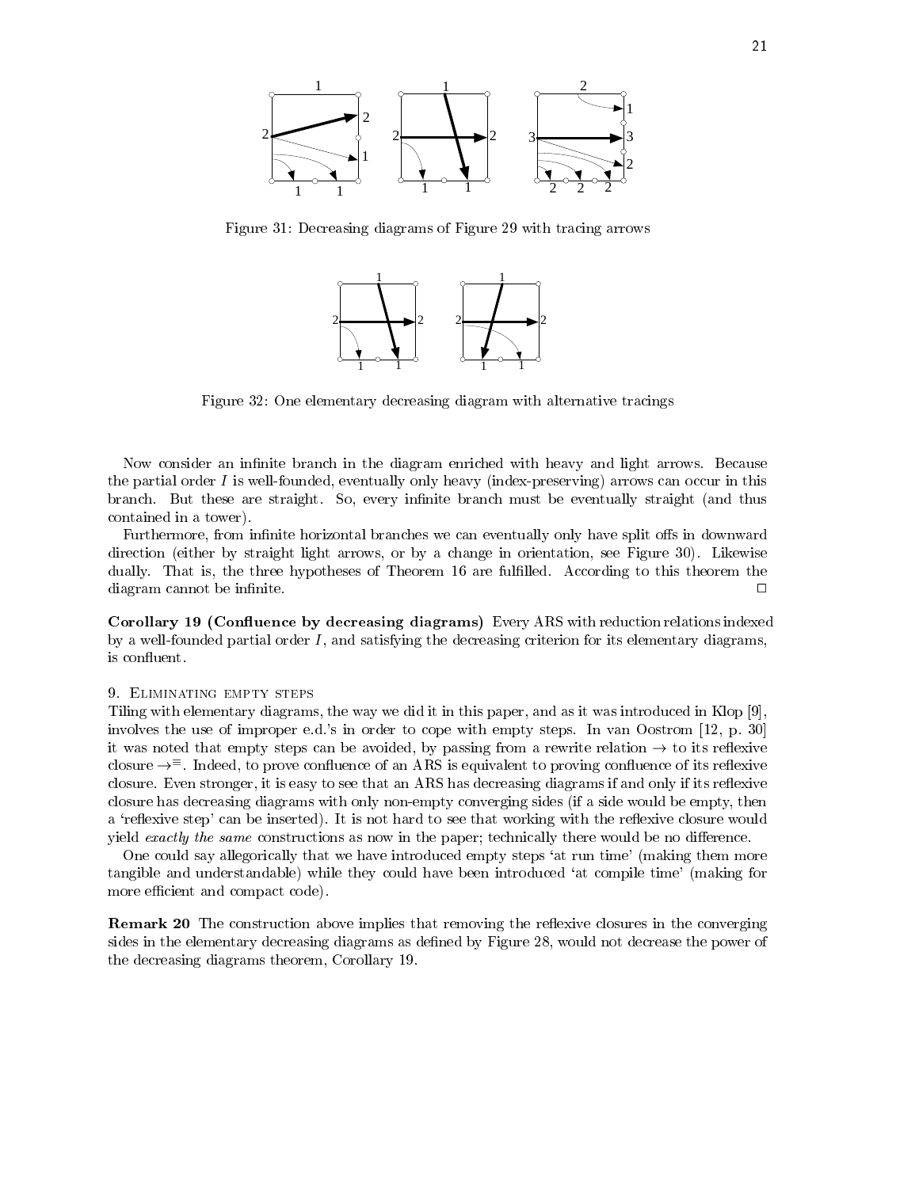Figure 31: Decreasing diagrams of Figure 29 with tracing arrows

Figure 32: One elementary decreasing diagram with alternative tracings

Now consider an infinite branch in the diagram enriched with heavy and light arrows. Because the partial order $I$ is well-founded, eventually only heavy (index-preserving) arrows can occur in this branch. But these are straight. So, every infinite branch must be eventually straight (and thus contained in a tower).

Furthermore, from infinite horizontal branches we can eventually only have split offs in downward direction (either by straight light arrows, or by a change in orientation, see Figure 30). Likewise dually. That is, the three hypotheses of Theorem 16 are fulfilled. According to this theorem the diagram cannot be infinite. □

**Corollary 19 (Confluence by decreasing diagrams)** Every ARS with reduction relations indexed by a well-founded partial order $I$, and satisfying the decreasing criterion for its elementary diagrams, is confluent.

## 9. Eliminating empty steps

Tiling with elementary diagrams, the way we did it in this paper, and as it was introduced in Klop [9], involves the use of improper e.d.'s in order to cope with empty steps. In van Oostrom [12, p. 30] it was noted that empty steps can be avoided, by passing from a rewrite relation $\rightarrow$ to its reflexive closure $\rightarrow^{\equiv}$. Indeed, to prove confluence of an ARS is equivalent to proving confluence of its reflexive closure. Even stronger, it is easy to see that an ARS has decreasing diagrams if and only if its reflexive closure has decreasing diagrams with only non-empty converging sides (if a side would be empty, then a 'reflexive step' can be inserted). It is not hard to see that working with the reflexive closure would yield *exactly the same* constructions as now in the paper; technically there would be no difference.

One could say allegorically that we have introduced empty steps 'at run time' (making them more tangible and understandable) while they could have been introduced 'at compile time' (making for more efficient and compact code).

**Remark 20** The construction above implies that removing the reflexive closures in the converging sides in the elementary decreasing diagrams as defined by Figure 28, would not decrease the power of the decreasing diagrams theorem, Corollary 19.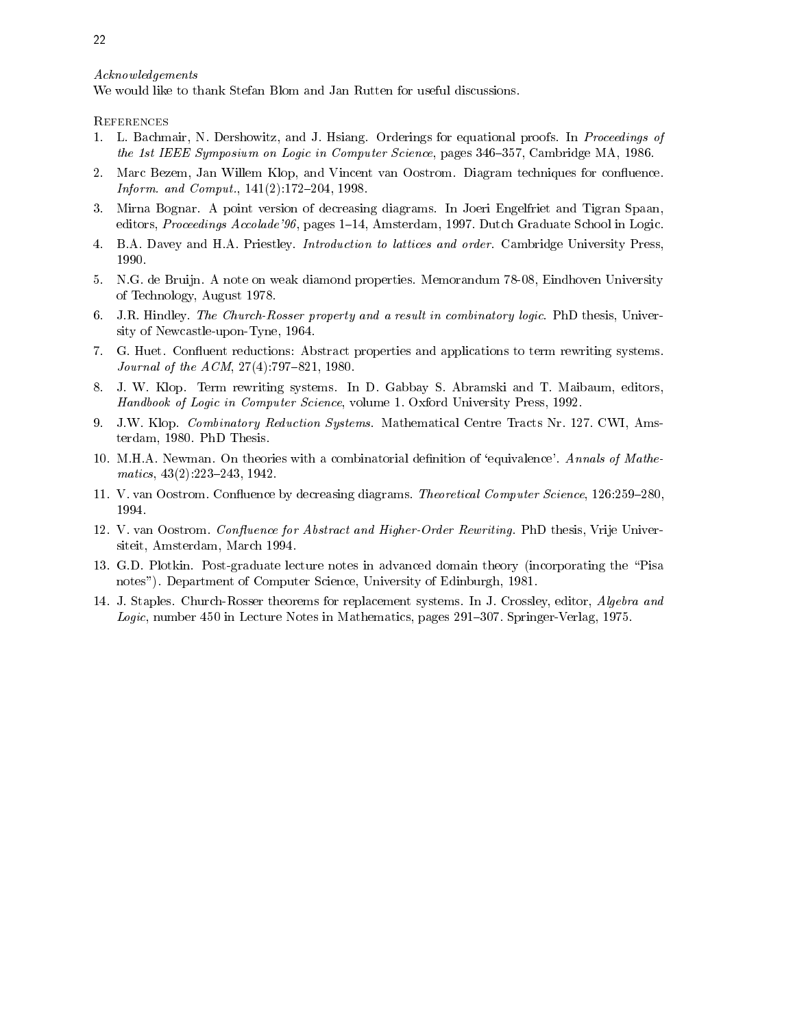*Acknowledgements*

We would like to thank Stefan Blom and Jan Rutten for useful discussions.

## References

1. L. Bachmair, N. Dershowitz, and J. Hsiang. Orderings for equational proofs. In *Proceedings of the 1st IEEE Symposium on Logic in Computer Science*, pages 346–357, Cambridge MA, 1986.
2. Marc Bezem, Jan Willem Klop, and Vincent van Oostrom. Diagram techniques for confluence. *Inform. and Comput.*, 141(2):172–204, 1998.
3. Mirna Bognar. A point version of decreasing diagrams. In Joeri Engelfriet and Tigran Spaan, editors, *Proceedings Accolade'96*, pages 1–14, Amsterdam, 1997. Dutch Graduate School in Logic.
4. B.A. Davey and H.A. Priestley. *Introduction to lattices and order*. Cambridge University Press, 1990.
5. N.G. de Bruijn. A note on weak diamond properties. Memorandum 78-08, Eindhoven University of Technology, August 1978.
6. J.R. Hindley. *The Church-Rosser property and a result in combinatory logic*. PhD thesis, University of Newcastle-upon-Tyne, 1964.
7. G. Huet. Confluent reductions: Abstract properties and applications to term rewriting systems. *Journal of the ACM*, 27(4):797–821, 1980.
8. J. W. Klop. Term rewriting systems. In D. Gabbay S. Abramski and T. Maibaum, editors, *Handbook of Logic in Computer Science*, volume 1. Oxford University Press, 1992.
9. J.W. Klop. *Combinatory Reduction Systems*. Mathematical Centre Tracts Nr. 127. CWI, Amsterdam, 1980. PhD Thesis.
10. M.H.A. Newman. On theories with a combinatorial definition of 'equivalence'. *Annals of Mathematics*, 43(2):223–243, 1942.
11. V. van Oostrom. Confluence by decreasing diagrams. *Theoretical Computer Science*, 126:259–280, 1994.
12. V. van Oostrom. *Confluence for Abstract and Higher-Order Rewriting*. PhD thesis, Vrije Universiteit, Amsterdam, March 1994.
13. G.D. Plotkin. Post-graduate lecture notes in advanced domain theory (incorporating the "Pisa notes"). Department of Computer Science, University of Edinburgh, 1981.
14. J. Staples. Church-Rosser theorems for replacement systems. In J. Crossley, editor, *Algebra and Logic*, number 450 in Lecture Notes in Mathematics, pages 291–307. Springer-Verlag, 1975.